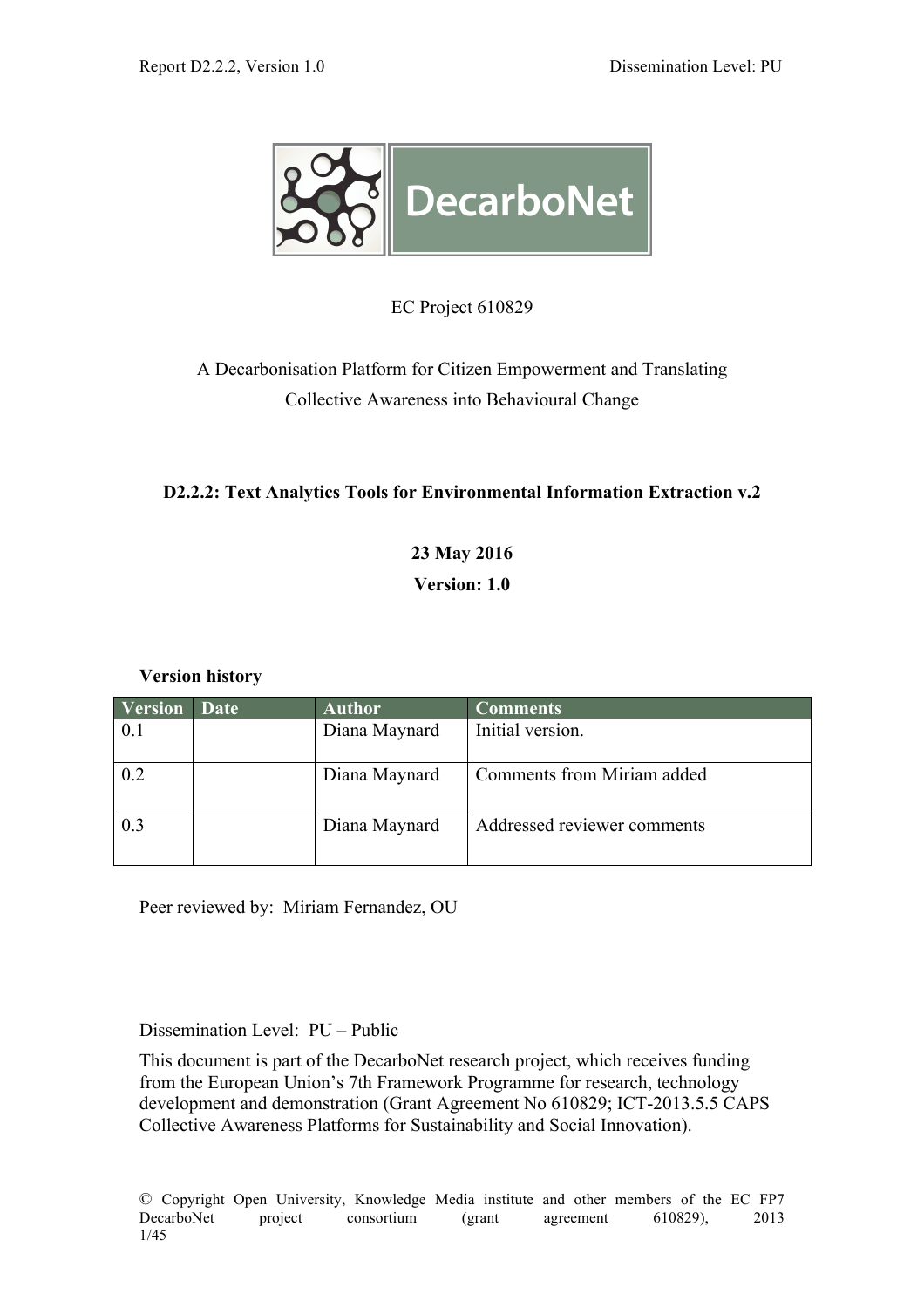EC Project 610829

A Decarbonisation Platform for Citizen Empowerment and Translating Collective Awareness into Behavioural Change

# D2.2.2: Text Analytics Tools for Environmental Information Extraction v.2

**23 May 2016**

**Version: 1.0**

**Version history**

| Version | Date | Author | Comments |
|---|---|---|---|
| 0.1 | | Diana Maynard | Initial version. |
| 0.2 | | Diana Maynard | Comments from Miriam added |
| 0.3 | | Diana Maynard | Addressed reviewer comments |

Peer reviewed by: Miriam Fernandez, OU

Dissemination Level: PU – Public

This document is part of the DecarboNet research project, which receives funding from the European Union's 7th Framework Programme for research, technology development and demonstration (Grant Agreement No 610829; ICT-2013.5.5 CAPS Collective Awareness Platforms for Sustainability and Social Innovation).

© Copyright Open University, Knowledge Media institute and other members of the EC FP7 DecarboNet project consortium (grant agreement 610829), 2013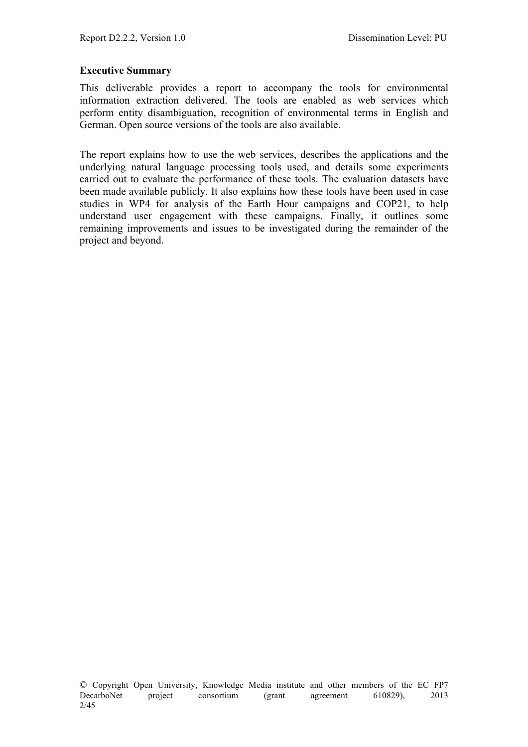**Executive Summary**

This deliverable provides a report to accompany the tools for environmental information extraction delivered. The tools are enabled as web services which perform entity disambiguation, recognition of environmental terms in English and German. Open source versions of the tools are also available.

The report explains how to use the web services, describes the applications and the underlying natural language processing tools used, and details some experiments carried out to evaluate the performance of these tools. The evaluation datasets have been made available publicly. It also explains how these tools have been used in case studies in WP4 for analysis of the Earth Hour campaigns and COP21, to help understand user engagement with these campaigns. Finally, it outlines some remaining improvements and issues to be investigated during the remainder of the project and beyond.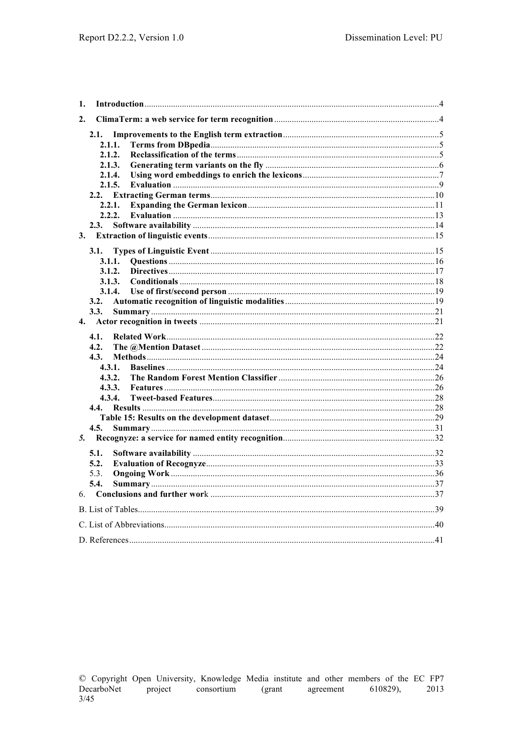1. **Introduction** ..... 4
2. **ClimaTerm: a web service for term recognition** ..... 4
   - 2.1. **Improvements to the English term extraction** ..... 5
     - 2.1.1. **Terms from DBpedia** ..... 5
     - 2.1.2. **Reclassification of the terms** ..... 5
     - 2.1.3. **Generating term variants on the fly** ..... 6
     - 2.1.4. **Using word embeddings to enrich the lexicons** ..... 7
     - 2.1.5. **Evaluation** ..... 9
   - 2.2. **Extracting German terms** ..... 10
     - 2.2.1. **Expanding the German lexicon** ..... 11
     - 2.2.2. **Evaluation** ..... 13
   - 2.3. **Software availability** ..... 14
3. **Extraction of linguistic events** ..... 15
   - 3.1. **Types of Linguistic Event** ..... 15
     - 3.1.1. **Questions** ..... 16
     - 3.1.2. **Directives** ..... 17
     - 3.1.3. **Conditionals** ..... 18
     - 3.1.4. **Use of first/second person** ..... 19
   - 3.2. **Automatic recognition of linguistic modalities** ..... 19
   - 3.3. **Summary** ..... 21
4. **Actor recognition in tweets** ..... 21
   - 4.1. **Related Work** ..... 22
   - 4.2. **The @Mention Dataset** ..... 22
   - 4.3. **Methods** ..... 24
     - 4.3.1. **Baselines** ..... 24
     - 4.3.2. **The Random Forest Mention Classifier** ..... 26
     - 4.3.3. **Features** ..... 26
     - 4.3.4. **Tweet-based Features** ..... 28
   - 4.4. **Results** ..... 28
     - **Table 15: Results on the development dataset** ..... 29
   - 4.5. **Summary** ..... 31
5. **Recognyze: a service for named entity recognition** ..... 32
   - 5.1. **Software availability** ..... 32
   - 5.2. **Evaluation of Recognyze** ..... 33
   - 5.3. **Ongoing Work** ..... 36
   - 5.4. **Summary** ..... 37
6. **Conclusions and further work** ..... 37

B. List of Tables ..... 39

C. List of Abbreviations ..... 40

D. References ..... 41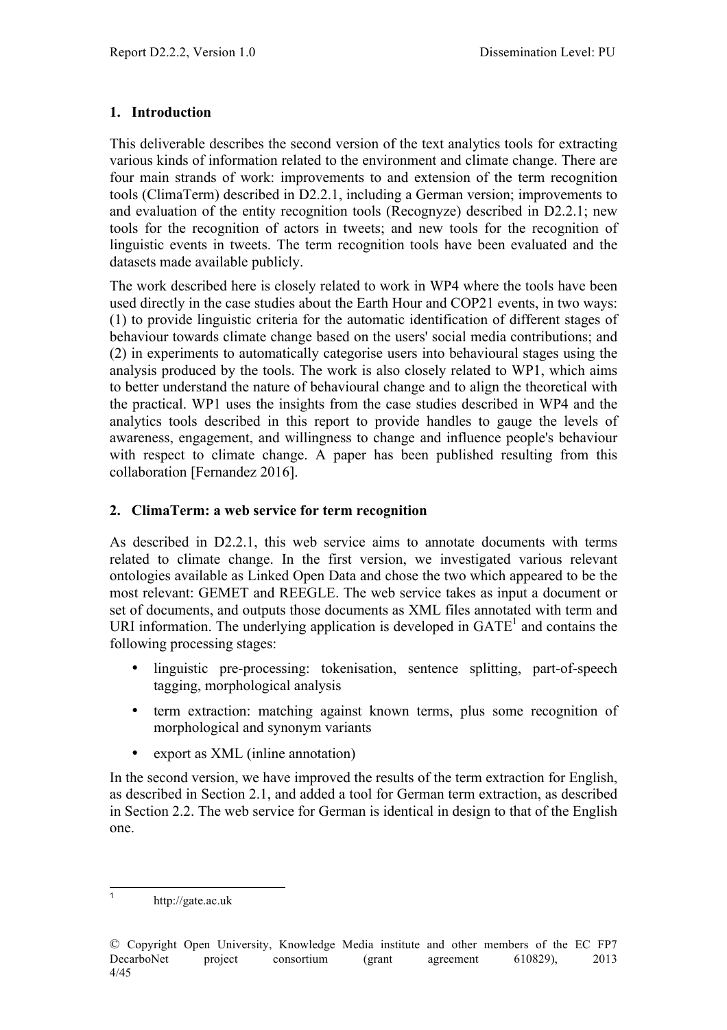## 1. Introduction

This deliverable describes the second version of the text analytics tools for extracting various kinds of information related to the environment and climate change. There are four main strands of work: improvements to and extension of the term recognition tools (ClimaTerm) described in D2.2.1, including a German version; improvements to and evaluation of the entity recognition tools (Recognyze) described in D2.2.1; new tools for the recognition of actors in tweets; and new tools for the recognition of linguistic events in tweets. The term recognition tools have been evaluated and the datasets made available publicly.

The work described here is closely related to work in WP4 where the tools have been used directly in the case studies about the Earth Hour and COP21 events, in two ways: (1) to provide linguistic criteria for the automatic identification of different stages of behaviour towards climate change based on the users' social media contributions; and (2) in experiments to automatically categorise users into behavioural stages using the analysis produced by the tools. The work is also closely related to WP1, which aims to better understand the nature of behavioural change and to align the theoretical with the practical. WP1 uses the insights from the case studies described in WP4 and the analytics tools described in this report to provide handles to gauge the levels of awareness, engagement, and willingness to change and influence people's behaviour with respect to climate change. A paper has been published resulting from this collaboration [Fernandez 2016].

## 2. ClimaTerm: a web service for term recognition

As described in D2.2.1, this web service aims to annotate documents with terms related to climate change. In the first version, we investigated various relevant ontologies available as Linked Open Data and chose the two which appeared to be the most relevant: GEMET and REEGLE. The web service takes as input a document or set of documents, and outputs those documents as XML files annotated with term and URI information. The underlying application is developed in GATE[1] and contains the following processing stages:

- linguistic pre-processing: tokenisation, sentence splitting, part-of-speech tagging, morphological analysis
- term extraction: matching against known terms, plus some recognition of morphological and synonym variants
- export as XML (inline annotation)

In the second version, we have improved the results of the term extraction for English, as described in Section 2.1, and added a tool for German term extraction, as described in Section 2.2. The web service for German is identical in design to that of the English one.

[1] http://gate.ac.uk

© Copyright Open University, Knowledge Media institute and other members of the EC FP7 DecarboNet project consortium (grant agreement 610829), 2013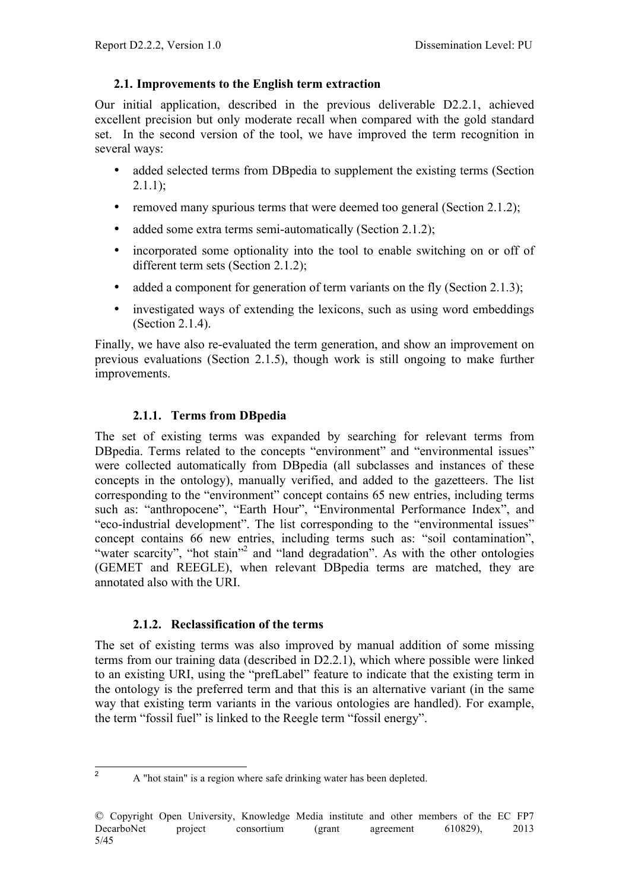### 2.1. Improvements to the English term extraction

Our initial application, described in the previous deliverable D2.2.1, achieved excellent precision but only moderate recall when compared with the gold standard set. In the second version of the tool, we have improved the term recognition in several ways:

- added selected terms from DBpedia to supplement the existing terms (Section 2.1.1);
- removed many spurious terms that were deemed too general (Section 2.1.2);
- added some extra terms semi-automatically (Section 2.1.2);
- incorporated some optionality into the tool to enable switching on or off of different term sets (Section 2.1.2);
- added a component for generation of term variants on the fly (Section 2.1.3);
- investigated ways of extending the lexicons, such as using word embeddings (Section 2.1.4).

Finally, we have also re-evaluated the term generation, and show an improvement on previous evaluations (Section 2.1.5), though work is still ongoing to make further improvements.

#### 2.1.1. Terms from DBpedia

The set of existing terms was expanded by searching for relevant terms from DBpedia. Terms related to the concepts "environment" and "environmental issues" were collected automatically from DBpedia (all subclasses and instances of these concepts in the ontology), manually verified, and added to the gazetteers. The list corresponding to the "environment" concept contains 65 new entries, including terms such as: "anthropocene", "Earth Hour", "Environmental Performance Index", and "eco-industrial development". The list corresponding to the "environmental issues" concept contains 66 new entries, including terms such as: "soil contamination", "water scarcity", "hot stain"[2] and "land degradation". As with the other ontologies (GEMET and REEGLE), when relevant DBpedia terms are matched, they are annotated also with the URI.

#### 2.1.2. Reclassification of the terms

The set of existing terms was also improved by manual addition of some missing terms from our training data (described in D2.2.1), which where possible were linked to an existing URI, using the "prefLabel" feature to indicate that the existing term in the ontology is the preferred term and that this is an alternative variant (in the same way that existing term variants in the various ontologies are handled). For example, the term "fossil fuel" is linked to the Reegle term "fossil energy".

---

[2] A "hot stain" is a region where safe drinking water has been depleted.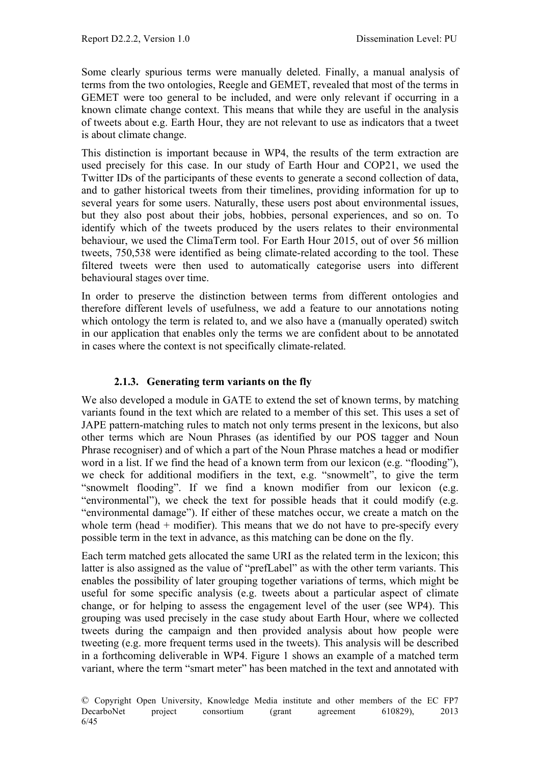Some clearly spurious terms were manually deleted. Finally, a manual analysis of terms from the two ontologies, Reegle and GEMET, revealed that most of the terms in GEMET were too general to be included, and were only relevant if occurring in a known climate change context. This means that while they are useful in the analysis of tweets about e.g. Earth Hour, they are not relevant to use as indicators that a tweet is about climate change.

This distinction is important because in WP4, the results of the term extraction are used precisely for this case. In our study of Earth Hour and COP21, we used the Twitter IDs of the participants of these events to generate a second collection of data, and to gather historical tweets from their timelines, providing information for up to several years for some users. Naturally, these users post about environmental issues, but they also post about their jobs, hobbies, personal experiences, and so on. To identify which of the tweets produced by the users relates to their environmental behaviour, we used the ClimaTerm tool. For Earth Hour 2015, out of over 56 million tweets, 750,538 were identified as being climate-related according to the tool. These filtered tweets were then used to automatically categorise users into different behavioural stages over time.

In order to preserve the distinction between terms from different ontologies and therefore different levels of usefulness, we add a feature to our annotations noting which ontology the term is related to, and we also have a (manually operated) switch in our application that enables only the terms we are confident about to be annotated in cases where the context is not specifically climate-related.

### 2.1.3. Generating term variants on the fly

We also developed a module in GATE to extend the set of known terms, by matching variants found in the text which are related to a member of this set. This uses a set of JAPE pattern-matching rules to match not only terms present in the lexicons, but also other terms which are Noun Phrases (as identified by our POS tagger and Noun Phrase recogniser) and of which a part of the Noun Phrase matches a head or modifier word in a list. If we find the head of a known term from our lexicon (e.g. "flooding"), we check for additional modifiers in the text, e.g. "snowmelt", to give the term "snowmelt flooding". If we find a known modifier from our lexicon (e.g. "environmental"), we check the text for possible heads that it could modify (e.g. "environmental damage"). If either of these matches occur, we create a match on the whole term (head + modifier). This means that we do not have to pre-specify every possible term in the text in advance, as this matching can be done on the fly.

Each term matched gets allocated the same URI as the related term in the lexicon; this latter is also assigned as the value of "prefLabel" as with the other term variants. This enables the possibility of later grouping together variations of terms, which might be useful for some specific analysis (e.g. tweets about a particular aspect of climate change, or for helping to assess the engagement level of the user (see WP4). This grouping was used precisely in the case study about Earth Hour, where we collected tweets during the campaign and then provided analysis about how people were tweeting (e.g. more frequent terms used in the tweets). This analysis will be described in a forthcoming deliverable in WP4. Figure 1 shows an example of a matched term variant, where the term "smart meter" has been matched in the text and annotated with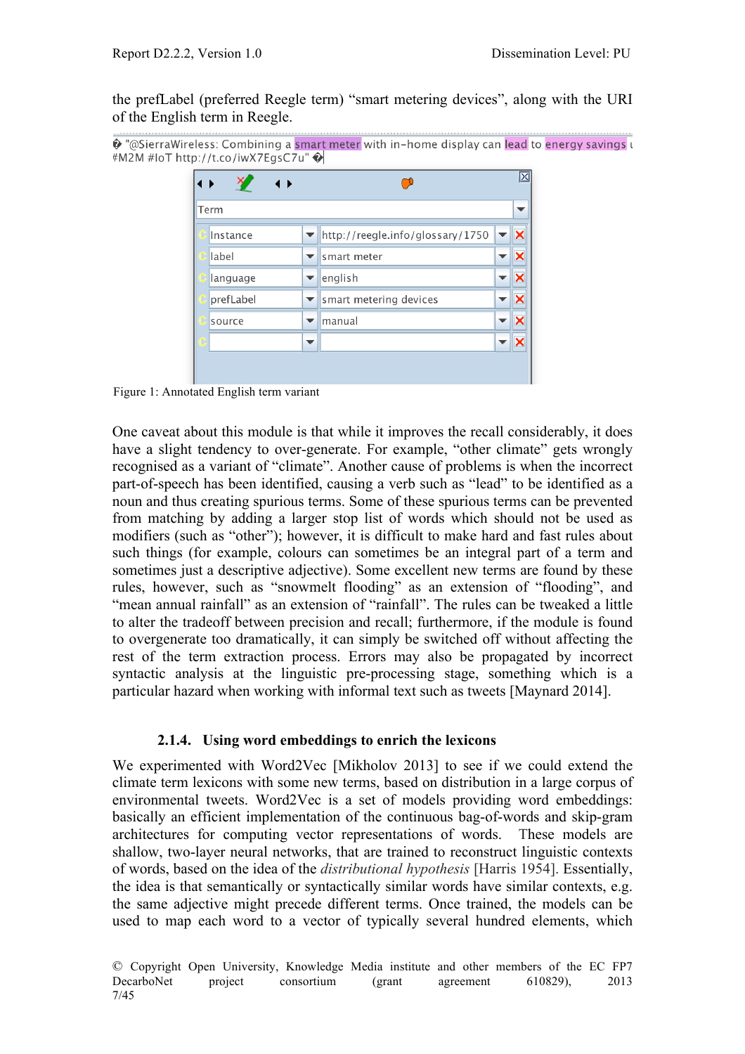the prefLabel (preferred Reegle term) "smart metering devices", along with the URI of the English term in Reegle.

Figure 1: Annotated English term variant

One caveat about this module is that while it improves the recall considerably, it does have a slight tendency to over-generate. For example, "other climate" gets wrongly recognised as a variant of "climate". Another cause of problems is when the incorrect part-of-speech has been identified, causing a verb such as "lead" to be identified as a noun and thus creating spurious terms. Some of these spurious terms can be prevented from matching by adding a larger stop list of words which should not be used as modifiers (such as "other"); however, it is difficult to make hard and fast rules about such things (for example, colours can sometimes be an integral part of a term and sometimes just a descriptive adjective). Some excellent new terms are found by these rules, however, such as "snowmelt flooding" as an extension of "flooding", and "mean annual rainfall" as an extension of "rainfall". The rules can be tweaked a little to alter the tradeoff between precision and recall; furthermore, if the module is found to overgenerate too dramatically, it can simply be switched off without affecting the rest of the term extraction process. Errors may also be propagated by incorrect syntactic analysis at the linguistic pre-processing stage, something which is a particular hazard when working with informal text such as tweets [Maynard 2014].

### 2.1.4. Using word embeddings to enrich the lexicons

We experimented with Word2Vec [Mikholov 2013] to see if we could extend the climate term lexicons with some new terms, based on distribution in a large corpus of environmental tweets. Word2Vec is a set of models providing word embeddings: basically an efficient implementation of the continuous bag-of-words and skip-gram architectures for computing vector representations of words. These models are shallow, two-layer neural networks, that are trained to reconstruct linguistic contexts of words, based on the idea of the *distributional hypothesis* [Harris 1954]. Essentially, the idea is that semantically or syntactically similar words have similar contexts, e.g. the same adjective might precede different terms. Once trained, the models can be used to map each word to a vector of typically several hundred elements, which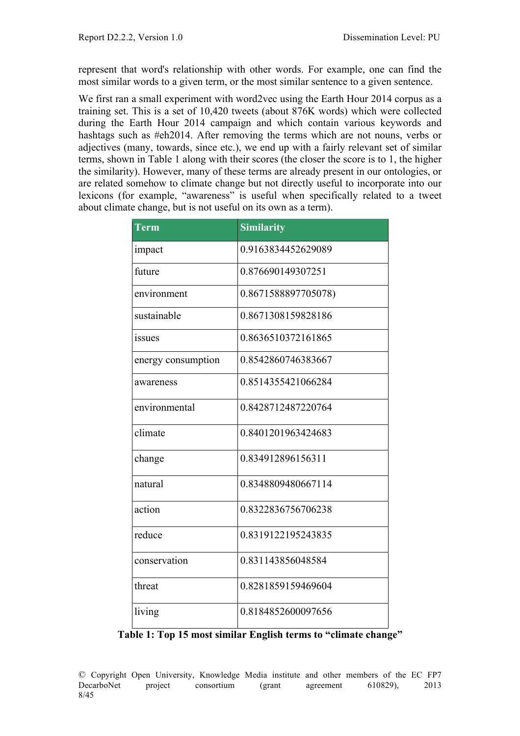represent that word's relationship with other words. For example, one can find the most similar words to a given term, or the most similar sentence to a given sentence.

We first ran a small experiment with word2vec using the Earth Hour 2014 corpus as a training set. This is a set of 10,420 tweets (about 876K words) which were collected during the Earth Hour 2014 campaign and which contain various keywords and hashtags such as #eh2014. After removing the terms which are not nouns, verbs or adjectives (many, towards, since etc.), we end up with a fairly relevant set of similar terms, shown in Table 1 along with their scores (the closer the score is to 1, the higher the similarity). However, many of these terms are already present in our ontologies, or are related somehow to climate change but not directly useful to incorporate into our lexicons (for example, “awareness” is useful when specifically related to a tweet about climate change, but is not useful on its own as a term).

| Term | Similarity |
|---|---|
| impact | 0.9163834452629089 |
| future | 0.876690149307251 |
| environment | 0.8671588897705078) |
| sustainable | 0.8671308159828186 |
| issues | 0.8636510372161865 |
| energy consumption | 0.8542860746383667 |
| awareness | 0.8514355421066284 |
| environmental | 0.8428712487220764 |
| climate | 0.8401201963424683 |
| change | 0.834912896156311 |
| natural | 0.8348809480667114 |
| action | 0.8322836756706238 |
| reduce | 0.8319122195243835 |
| conservation | 0.831143856048584 |
| threat | 0.8281859159469604 |
| living | 0.8184852600097656 |

**Table 1: Top 15 most similar English terms to “climate change”**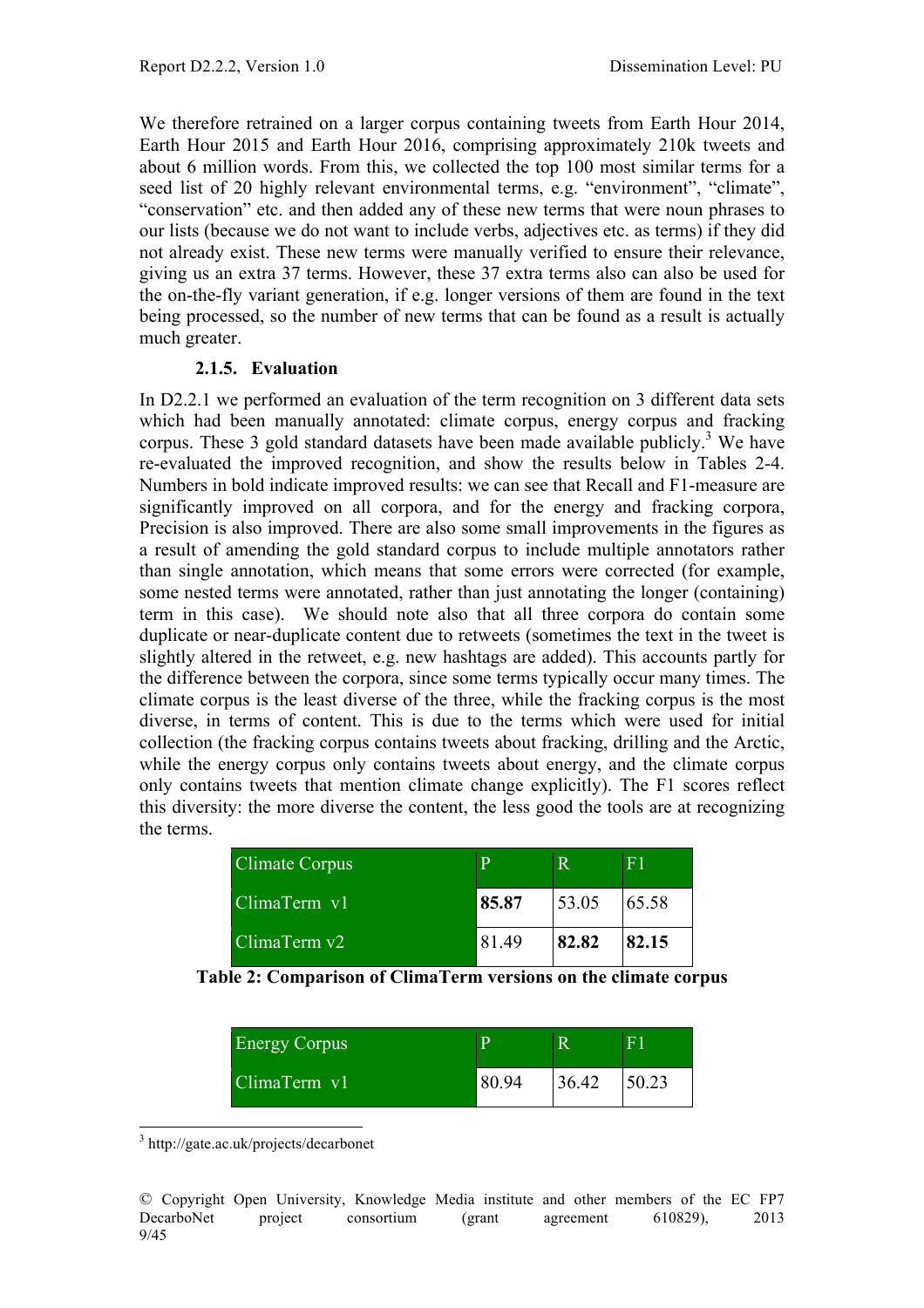We therefore retrained on a larger corpus containing tweets from Earth Hour 2014, Earth Hour 2015 and Earth Hour 2016, comprising approximately 210k tweets and about 6 million words. From this, we collected the top 100 most similar terms for a seed list of 20 highly relevant environmental terms, e.g. "environment", "climate", "conservation" etc. and then added any of these new terms that were noun phrases to our lists (because we do not want to include verbs, adjectives etc. as terms) if they did not already exist. These new terms were manually verified to ensure their relevance, giving us an extra 37 terms. However, these 37 extra terms also can also be used for the on-the-fly variant generation, if e.g. longer versions of them are found in the text being processed, so the number of new terms that can be found as a result is actually much greater.

### 2.1.5. Evaluation

In D2.2.1 we performed an evaluation of the term recognition on 3 different data sets which had been manually annotated: climate corpus, energy corpus and fracking corpus. These 3 gold standard datasets have been made available publicly.[3] We have re-evaluated the improved recognition, and show the results below in Tables 2-4. Numbers in bold indicate improved results: we can see that Recall and F1-measure are significantly improved on all corpora, and for the energy and fracking corpora, Precision is also improved. There are also some small improvements in the figures as a result of amending the gold standard corpus to include multiple annotators rather than single annotation, which means that some errors were corrected (for example, some nested terms were annotated, rather than just annotating the longer (containing) term in this case). We should note also that all three corpora do contain some duplicate or near-duplicate content due to retweets (sometimes the text in the tweet is slightly altered in the retweet, e.g. new hashtags are added). This accounts partly for the difference between the corpora, since some terms typically occur many times. The climate corpus is the least diverse of the three, while the fracking corpus is the most diverse, in terms of content. This is due to the terms which were used for initial collection (the fracking corpus contains tweets about fracking, drilling and the Arctic, while the energy corpus only contains tweets about energy, and the climate corpus only contains tweets that mention climate change explicitly). The F1 scores reflect this diversity: the more diverse the content, the less good the tools are at recognizing the terms.

| Climate Corpus | P | R | F1 |
|---|---|---|---|
| ClimaTerm v1 | **85.87** | 53.05 | 65.58 |
| ClimaTerm v2 | 81.49 | **82.82** | **82.15** |

**Table 2: Comparison of ClimaTerm versions on the climate corpus**

| Energy Corpus | P | R | F1 |
|---|---|---|---|
| ClimaTerm v1 | 80.94 | 36.42 | 50.23 |

[3] http://gate.ac.uk/projects/decarbonet

© Copyright Open University, Knowledge Media institute and other members of the EC FP7 DecarboNet project consortium (grant agreement 610829), 2013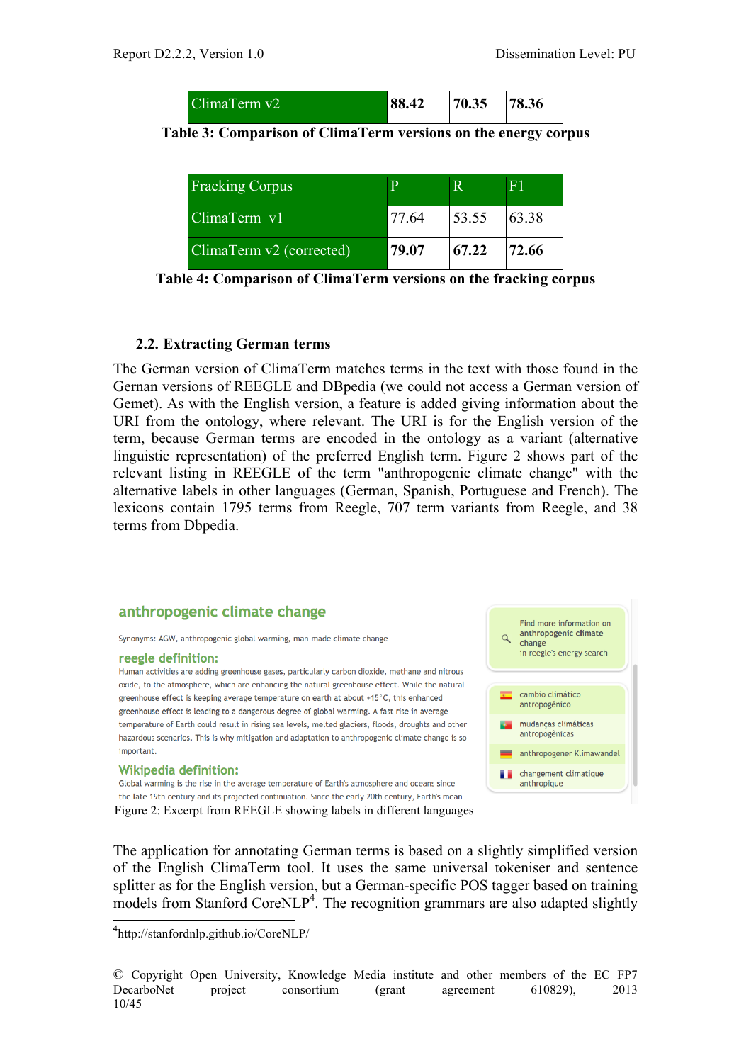| ClimaTerm v2 | **88.42** | **70.35** | **78.36** |
|---|---|---|---|

**Table 3: Comparison of ClimaTerm versions on the energy corpus**

| Fracking Corpus | P | R | F1 |
|---|---|---|---|
| ClimaTerm v1 | 77.64 | 53.55 | 63.38 |
| ClimaTerm v2 (corrected) | **79.07** | **67.22** | **72.66** |

**Table 4: Comparison of ClimaTerm versions on the fracking corpus**

### 2.2. Extracting German terms

The German version of ClimaTerm matches terms in the text with those found in the Gernan versions of REEGLE and DBpedia (we could not access a German version of Gemet). As with the English version, a feature is added giving information about the URI from the ontology, where relevant. The URI is for the English version of the term, because German terms are encoded in the ontology as a variant (alternative linguistic representation) of the preferred English term. Figure 2 shows part of the relevant listing in REEGLE of the term "anthropogenic climate change" with the alternative labels in other languages (German, Spanish, Portuguese and French). The lexicons contain 1795 terms from Reegle, 707 term variants from Reegle, and 38 terms from Dbpedia.

Figure 2: Excerpt from REEGLE showing labels in different languages

The application for annotating German terms is based on a slightly simplified version of the English ClimaTerm tool. It uses the same universal tokeniser and sentence splitter as for the English version, but a German-specific POS tagger based on training models from Stanford CoreNLP[4]. The recognition grammars are also adapted slightly

[4] http://stanfordnlp.github.io/CoreNLP/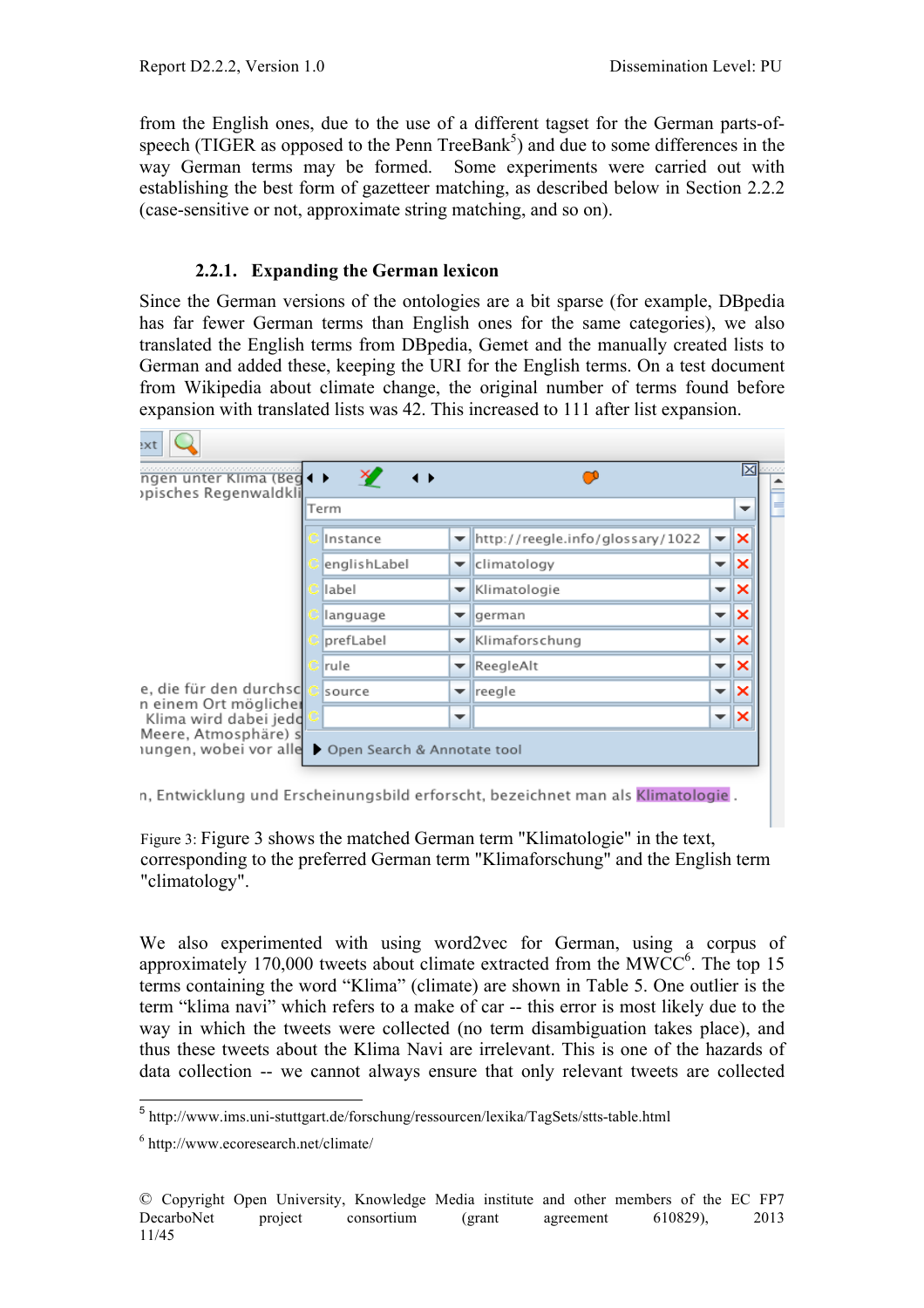from the English ones, due to the use of a different tagset for the German parts-of-speech (TIGER as opposed to the Penn TreeBank[5]) and due to some differences in the way German terms may be formed. Some experiments were carried out with establishing the best form of gazetteer matching, as described below in Section 2.2.2 (case-sensitive or not, approximate string matching, and so on).

### 2.2.1. Expanding the German lexicon

Since the German versions of the ontologies are a bit sparse (for example, DBpedia has far fewer German terms than English ones for the same categories), we also translated the English terms from DBpedia, Gemet and the manually created lists to German and added these, keeping the URI for the English terms. On a test document from Wikipedia about climate change, the original number of terms found before expansion with translated lists was 42. This increased to 111 after list expansion.

Figure 3: Figure 3 shows the matched German term "Klimatologie" in the text, corresponding to the preferred German term "Klimaforschung" and the English term "climatology".

We also experimented with using word2vec for German, using a corpus of approximately 170,000 tweets about climate extracted from the MWCC[6]. The top 15 terms containing the word "Klima" (climate) are shown in Table 5. One outlier is the term "klima navi" which refers to a make of car -- this error is most likely due to the way in which the tweets were collected (no term disambiguation takes place), and thus these tweets about the Klima Navi are irrelevant. This is one of the hazards of data collection -- we cannot always ensure that only relevant tweets are collected

[5] http://www.ims.uni-stuttgart.de/forschung/ressourcen/lexika/TagSets/stts-table.html

[6] http://www.ecoresearch.net/climate/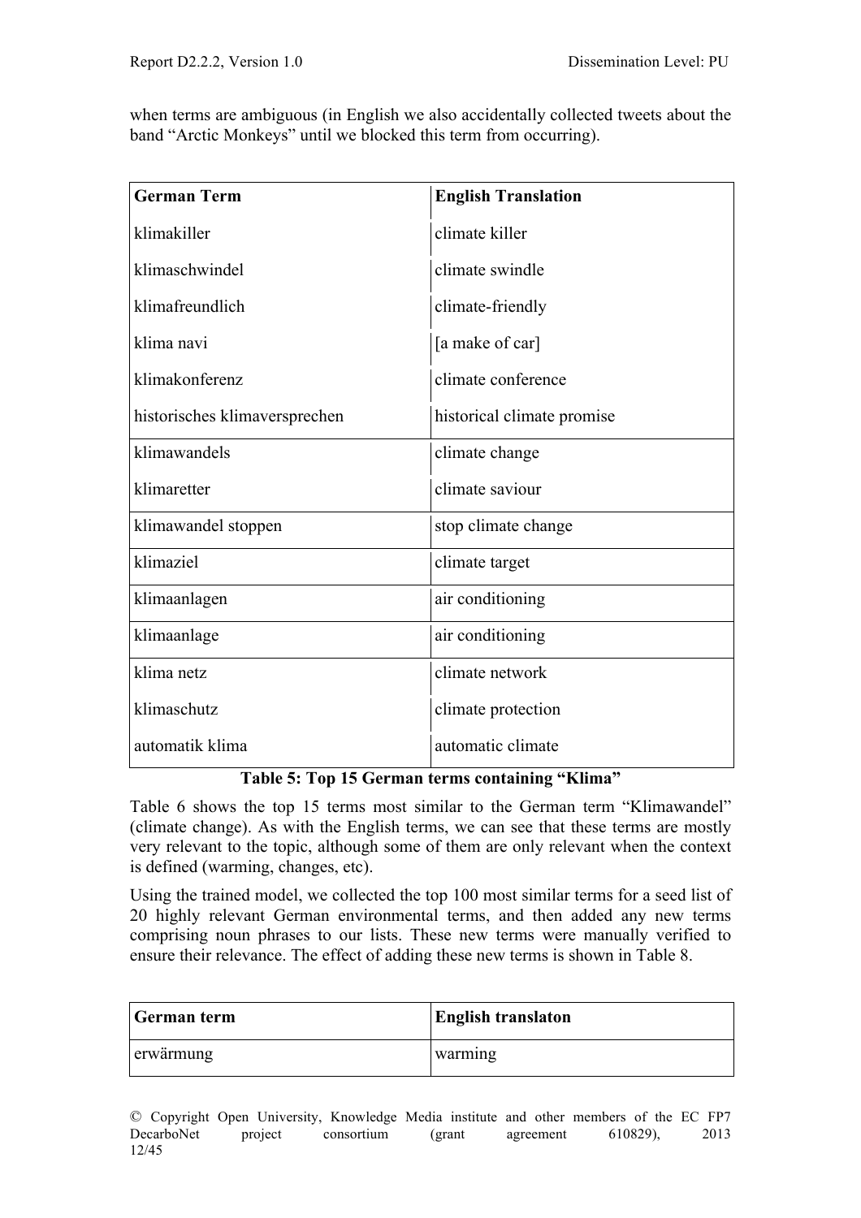when terms are ambiguous (in English we also accidentally collected tweets about the band "Arctic Monkeys" until we blocked this term from occurring).

| German Term | English Translation |
|---|---|
| klimakiller | climate killer |
| klimaschwindel | climate swindle |
| klimafreundlich | climate-friendly |
| klima navi | [a make of car] |
| klimakonferenz | climate conference |
| historisches klimaversprechen | historical climate promise |
| klimawandels | climate change |
| klimaretter | climate saviour |
| klimawandel stoppen | stop climate change |
| klimaziel | climate target |
| klimaanlagen | air conditioning |
| klimaanlage | air conditioning |
| klima netz | climate network |
| klimaschutz | climate protection |
| automatik klima | automatic climate |

**Table 5: Top 15 German terms containing "Klima"**

Table 6 shows the top 15 terms most similar to the German term "Klimawandel" (climate change). As with the English terms, we can see that these terms are mostly very relevant to the topic, although some of them are only relevant when the context is defined (warming, changes, etc).

Using the trained model, we collected the top 100 most similar terms for a seed list of 20 highly relevant German environmental terms, and then added any new terms comprising noun phrases to our lists. These new terms were manually verified to ensure their relevance. The effect of adding these new terms is shown in Table 8.

| German term | English translaton |
|---|---|
| erwärmung | warming |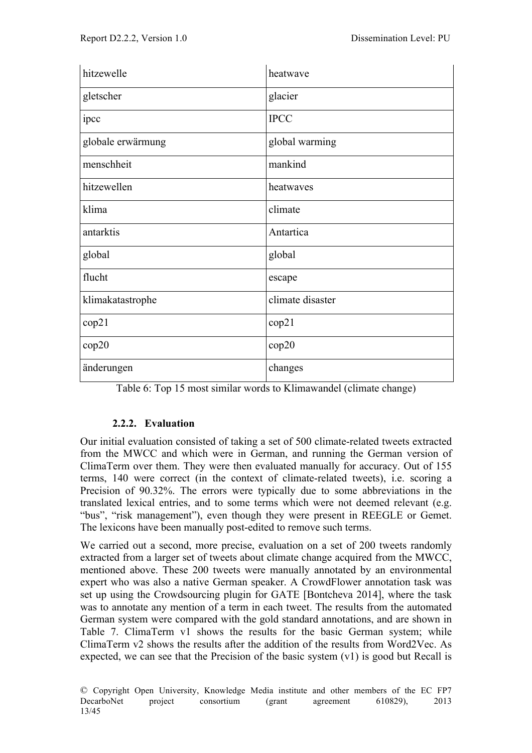| hitzewelle | heatwave |
|---|---|
| gletscher | glacier |
| ipcc | IPCC |
| globale erwärmung | global warming |
| menschheit | mankind |
| hitzewellen | heatwaves |
| klima | climate |
| antarktis | Antartica |
| global | global |
| flucht | escape |
| klimakatastrophe | climate disaster |
| cop21 | cop21 |
| cop20 | cop20 |
| änderungen | changes |

Table 6: Top 15 most similar words to Klimawandel (climate change)

### 2.2.2. Evaluation

Our initial evaluation consisted of taking a set of 500 climate-related tweets extracted from the MWCC and which were in German, and running the German version of ClimaTerm over them. They were then evaluated manually for accuracy. Out of 155 terms, 140 were correct (in the context of climate-related tweets), i.e. scoring a Precision of 90.32%. The errors were typically due to some abbreviations in the translated lexical entries, and to some terms which were not deemed relevant (e.g. "bus", "risk management"), even though they were present in REEGLE or Gemet. The lexicons have been manually post-edited to remove such terms.

We carried out a second, more precise, evaluation on a set of 200 tweets randomly extracted from a larger set of tweets about climate change acquired from the MWCC, mentioned above. These 200 tweets were manually annotated by an environmental expert who was also a native German speaker. A CrowdFlower annotation task was set up using the Crowdsourcing plugin for GATE [Bontcheva 2014], where the task was to annotate any mention of a term in each tweet. The results from the automated German system were compared with the gold standard annotations, and are shown in Table 7. ClimaTerm v1 shows the results for the basic German system; while ClimaTerm v2 shows the results after the addition of the results from Word2Vec. As expected, we can see that the Precision of the basic system (v1) is good but Recall is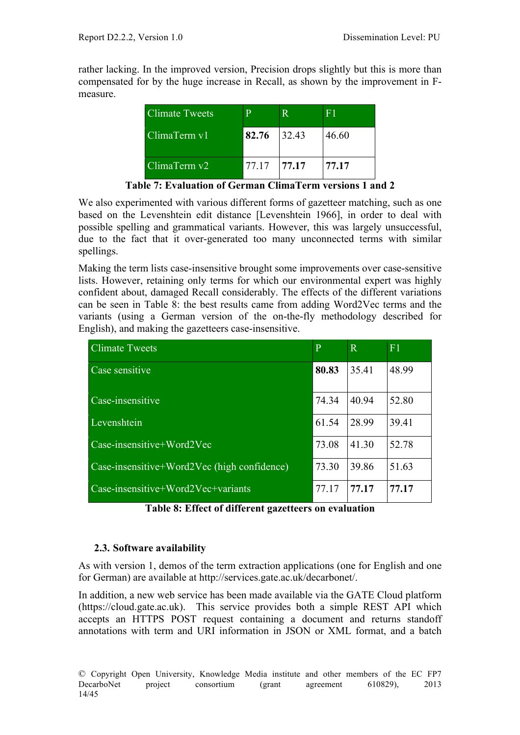rather lacking. In the improved version, Precision drops slightly but this is more than compensated for by the huge increase in Recall, as shown by the improvement in F-measure.

| Climate Tweets | P | R | F1 |
|---|---|---|---|
| ClimaTerm v1 | **82.76** | 32.43 | 46.60 |
| ClimaTerm v2 | 77.17 | **77.17** | **77.17** |

**Table 7: Evaluation of German ClimaTerm versions 1 and 2**

We also experimented with various different forms of gazetteer matching, such as one based on the Levenshtein edit distance [Levenshtein 1966], in order to deal with possible spelling and grammatical variants. However, this was largely unsuccessful, due to the fact that it over-generated too many unconnected terms with similar spellings.

Making the term lists case-insensitive brought some improvements over case-sensitive lists. However, retaining only terms for which our environmental expert was highly confident about, damaged Recall considerably. The effects of the different variations can be seen in Table 8: the best results came from adding Word2Vec terms and the variants (using a German version of the on-the-fly methodology described for English), and making the gazetteers case-insensitive.

| Climate Tweets | P | R | F1 |
|---|---|---|---|
| Case sensitive | **80.83** | 35.41 | 48.99 |
| Case-insensitive | 74.34 | 40.94 | 52.80 |
| Levenshtein | 61.54 | 28.99 | 39.41 |
| Case-insensitive+Word2Vec | 73.08 | 41.30 | 52.78 |
| Case-insensitive+Word2Vec (high confidence) | 73.30 | 39.86 | 51.63 |
| Case-insensitive+Word2Vec+variants | 77.17 | **77.17** | **77.17** |

**Table 8: Effect of different gazetteers on evaluation**

### 2.3. Software availability

As with version 1, demos of the term extraction applications (one for English and one for German) are available at http://services.gate.ac.uk/decarbonet/.

In addition, a new web service has been made available via the GATE Cloud platform (https://cloud.gate.ac.uk). This service provides both a simple REST API which accepts an HTTPS POST request containing a document and returns standoff annotations with term and URI information in JSON or XML format, and a batch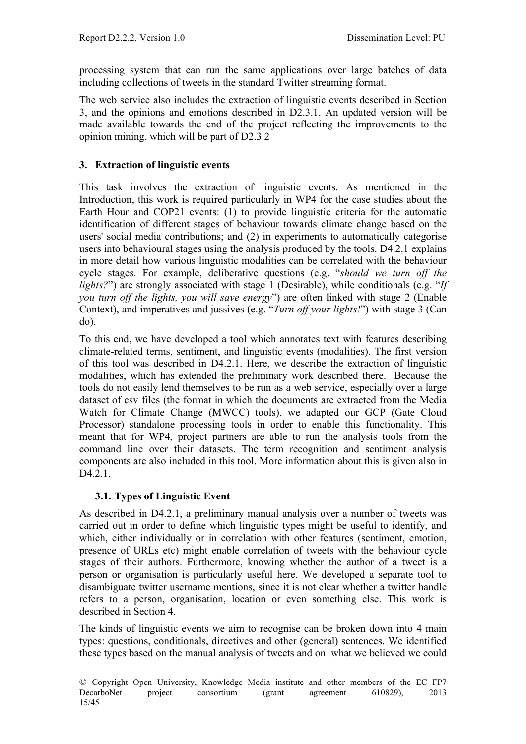processing system that can run the same applications over large batches of data including collections of tweets in the standard Twitter streaming format.

The web service also includes the extraction of linguistic events described in Section 3, and the opinions and emotions described in D2.3.1. An updated version will be made available towards the end of the project reflecting the improvements to the opinion mining, which will be part of D2.3.2

## 3. Extraction of linguistic events

This task involves the extraction of linguistic events. As mentioned in the Introduction, this work is required particularly in WP4 for the case studies about the Earth Hour and COP21 events: (1) to provide linguistic criteria for the automatic identification of different stages of behaviour towards climate change based on the users' social media contributions; and (2) in experiments to automatically categorise users into behavioural stages using the analysis produced by the tools. D4.2.1 explains in more detail how various linguistic modalities can be correlated with the behaviour cycle stages. For example, deliberative questions (e.g. "*should we turn off the lights?*") are strongly associated with stage 1 (Desirable), while conditionals (e.g. "*If you turn off the lights, you will save energy*") are often linked with stage 2 (Enable Context), and imperatives and jussives (e.g. "*Turn off your lights!*") with stage 3 (Can do).

To this end, we have developed a tool which annotates text with features describing climate-related terms, sentiment, and linguistic events (modalities). The first version of this tool was described in D4.2.1. Here, we describe the extraction of linguistic modalities, which has extended the preliminary work described there. Because the tools do not easily lend themselves to be run as a web service, especially over a large dataset of csv files (the format in which the documents are extracted from the Media Watch for Climate Change (MWCC) tools), we adapted our GCP (Gate Cloud Processor) standalone processing tools in order to enable this functionality. This meant that for WP4, project partners are able to run the analysis tools from the command line over their datasets. The term recognition and sentiment analysis components are also included in this tool. More information about this is given also in D4.2.1.

### 3.1. Types of Linguistic Event

As described in D4.2.1, a preliminary manual analysis over a number of tweets was carried out in order to define which linguistic types might be useful to identify, and which, either individually or in correlation with other features (sentiment, emotion, presence of URLs etc) might enable correlation of tweets with the behaviour cycle stages of their authors. Furthermore, knowing whether the author of a tweet is a person or organisation is particularly useful here. We developed a separate tool to disambiguate twitter username mentions, since it is not clear whether a twitter handle refers to a person, organisation, location or even something else. This work is described in Section 4.

The kinds of linguistic events we aim to recognise can be broken down into 4 main types: questions, conditionals, directives and other (general) sentences. We identified these types based on the manual analysis of tweets and on what we believed we could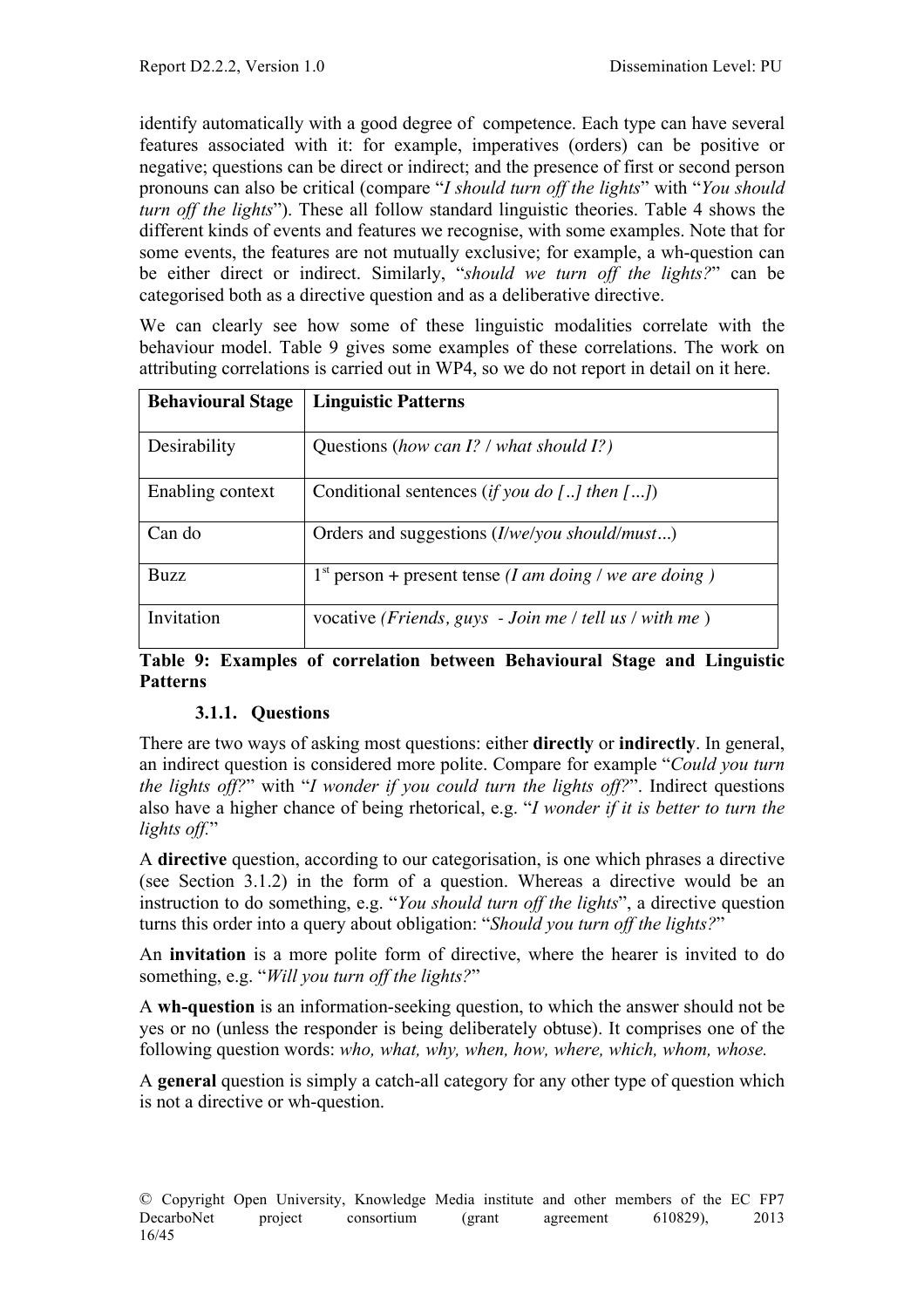identify automatically with a good degree of competence. Each type can have several features associated with it: for example, imperatives (orders) can be positive or negative; questions can be direct or indirect; and the presence of first or second person pronouns can also be critical (compare "*I should turn off the lights*" with "*You should turn off the lights*"). These all follow standard linguistic theories. Table 4 shows the different kinds of events and features we recognise, with some examples. Note that for some events, the features are not mutually exclusive; for example, a wh-question can be either direct or indirect. Similarly, "*should we turn off the lights?*" can be categorised both as a directive question and as a deliberative directive.

We can clearly see how some of these linguistic modalities correlate with the behaviour model. Table 9 gives some examples of these correlations. The work on attributing correlations is carried out in WP4, so we do not report in detail on it here.

| Behavioural Stage | Linguistic Patterns |
|---|---|
| Desirability | Questions (*how can I?* / *what should I?)* |
| Enabling context | Conditional sentences (*if you do [..] then […]*) |
| Can do | Orders and suggestions (*I/we/you should/must…*) |
| Buzz | 1st person + present tense *(I am doing* / *we are doing )* |
| Invitation | vocative *(Friends, guys - Join me* / *tell us* / *with me* ) |

**Table 9: Examples of correlation between Behavioural Stage and Linguistic Patterns**

### 3.1.1. Questions

There are two ways of asking most questions: either **directly** or **indirectly**. In general, an indirect question is considered more polite. Compare for example "*Could you turn the lights off?*" with "*I wonder if you could turn the lights off?*". Indirect questions also have a higher chance of being rhetorical, e.g. "*I wonder if it is better to turn the lights off.*"

A **directive** question, according to our categorisation, is one which phrases a directive (see Section 3.1.2) in the form of a question. Whereas a directive would be an instruction to do something, e.g. "*You should turn off the lights*", a directive question turns this order into a query about obligation: "*Should you turn off the lights?*"

An **invitation** is a more polite form of directive, where the hearer is invited to do something, e.g. "*Will you turn off the lights?*"

A **wh-question** is an information-seeking question, to which the answer should not be yes or no (unless the responder is being deliberately obtuse). It comprises one of the following question words: *who, what, why, when, how, where, which, whom, whose.*

A **general** question is simply a catch-all category for any other type of question which is not a directive or wh-question.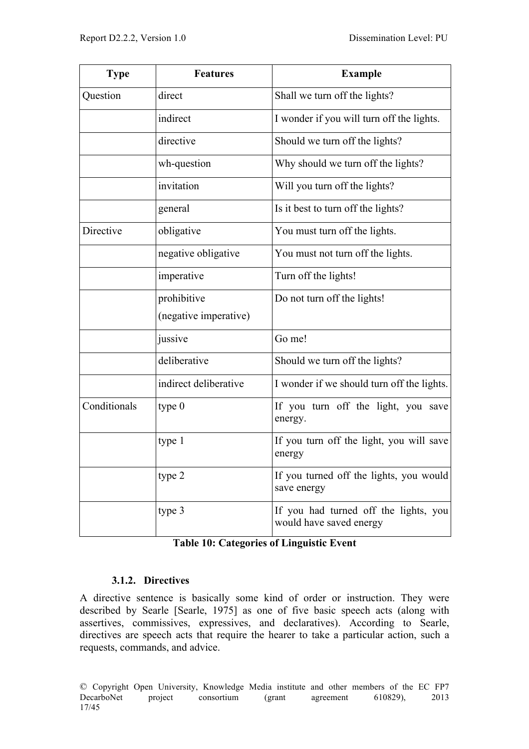| Type | Features | Example |
|---|---|---|
| Question | direct | Shall we turn off the lights? |
| | indirect | I wonder if you will turn off the lights. |
| | directive | Should we turn off the lights? |
| | wh-question | Why should we turn off the lights? |
| | invitation | Will you turn off the lights? |
| | general | Is it best to turn off the lights? |
| Directive | obligative | You must turn off the lights. |
| | negative obligative | You must not turn off the lights. |
| | imperative | Turn off the lights! |
| | prohibitive (negative imperative) | Do not turn off the lights! |
| | jussive | Go me! |
| | deliberative | Should we turn off the lights? |
| | indirect deliberative | I wonder if we should turn off the lights. |
| Conditionals | type 0 | If you turn off the light, you save energy. |
| | type 1 | If you turn off the light, you will save energy |
| | type 2 | If you turned off the lights, you would save energy |
| | type 3 | If you had turned off the lights, you would have saved energy |

**Table 10: Categories of Linguistic Event**

### 3.1.2. Directives

A directive sentence is basically some kind of order or instruction. They were described by Searle [Searle, 1975] as one of five basic speech acts (along with assertives, commissives, expressives, and declaratives). According to Searle, directives are speech acts that require the hearer to take a particular action, such a requests, commands, and advice.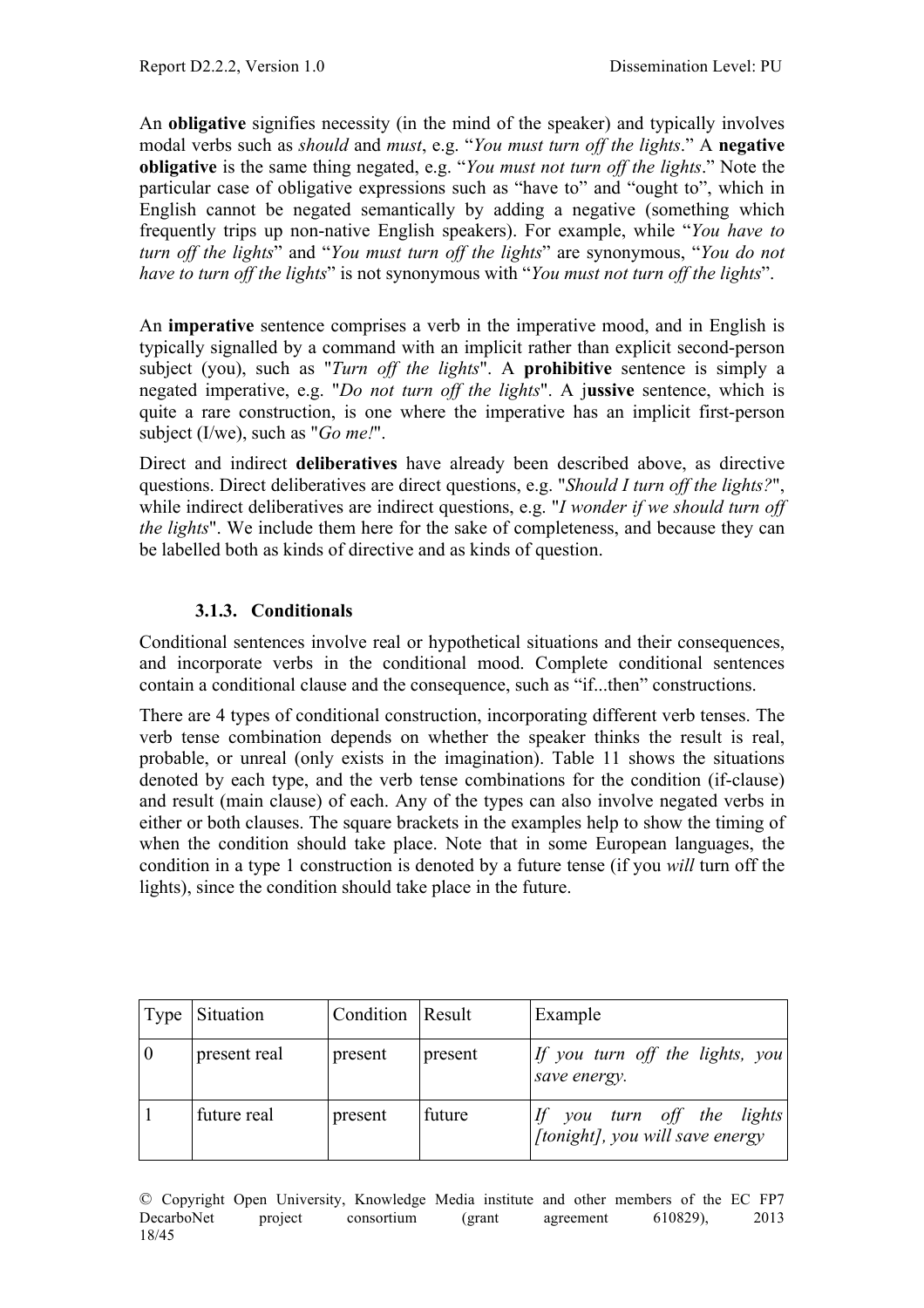An **obligative** signifies necessity (in the mind of the speaker) and typically involves modal verbs such as *should* and *must*, e.g. "*You must turn off the lights*." A **negative obligative** is the same thing negated, e.g. "*You must not turn off the lights*." Note the particular case of obligative expressions such as "have to" and "ought to", which in English cannot be negated semantically by adding a negative (something which frequently trips up non-native English speakers). For example, while "*You have to turn off the lights*" and "*You must turn off the lights*" are synonymous, "*You do not have to turn off the lights*" is not synonymous with "*You must not turn off the lights*".

An **imperative** sentence comprises a verb in the imperative mood, and in English is typically signalled by a command with an implicit rather than explicit second-person subject (you), such as "*Turn off the lights*". A **prohibitive** sentence is simply a negated imperative, e.g. "*Do not turn off the lights*". A j**ussive** sentence, which is quite a rare construction, is one where the imperative has an implicit first-person subject (I/we), such as "*Go me!*".

Direct and indirect **deliberatives** have already been described above, as directive questions. Direct deliberatives are direct questions, e.g. "*Should I turn off the lights?*", while indirect deliberatives are indirect questions, e.g. "*I wonder if we should turn off the lights*". We include them here for the sake of completeness, and because they can be labelled both as kinds of directive and as kinds of question.

### 3.1.3. Conditionals

Conditional sentences involve real or hypothetical situations and their consequences, and incorporate verbs in the conditional mood. Complete conditional sentences contain a conditional clause and the consequence, such as "if...then" constructions.

There are 4 types of conditional construction, incorporating different verb tenses. The verb tense combination depends on whether the speaker thinks the result is real, probable, or unreal (only exists in the imagination). Table 11 shows the situations denoted by each type, and the verb tense combinations for the condition (if-clause) and result (main clause) of each. Any of the types can also involve negated verbs in either or both clauses. The square brackets in the examples help to show the timing of when the condition should take place. Note that in some European languages, the condition in a type 1 construction is denoted by a future tense (if you *will* turn off the lights), since the condition should take place in the future.

| Type | Situation | Condition | Result | Example |
|---|---|---|---|---|
| 0 | present real | present | present | *If you turn off the lights, you save energy.* |
| 1 | future real | present | future | *If you turn off the lights [tonight], you will save energy* |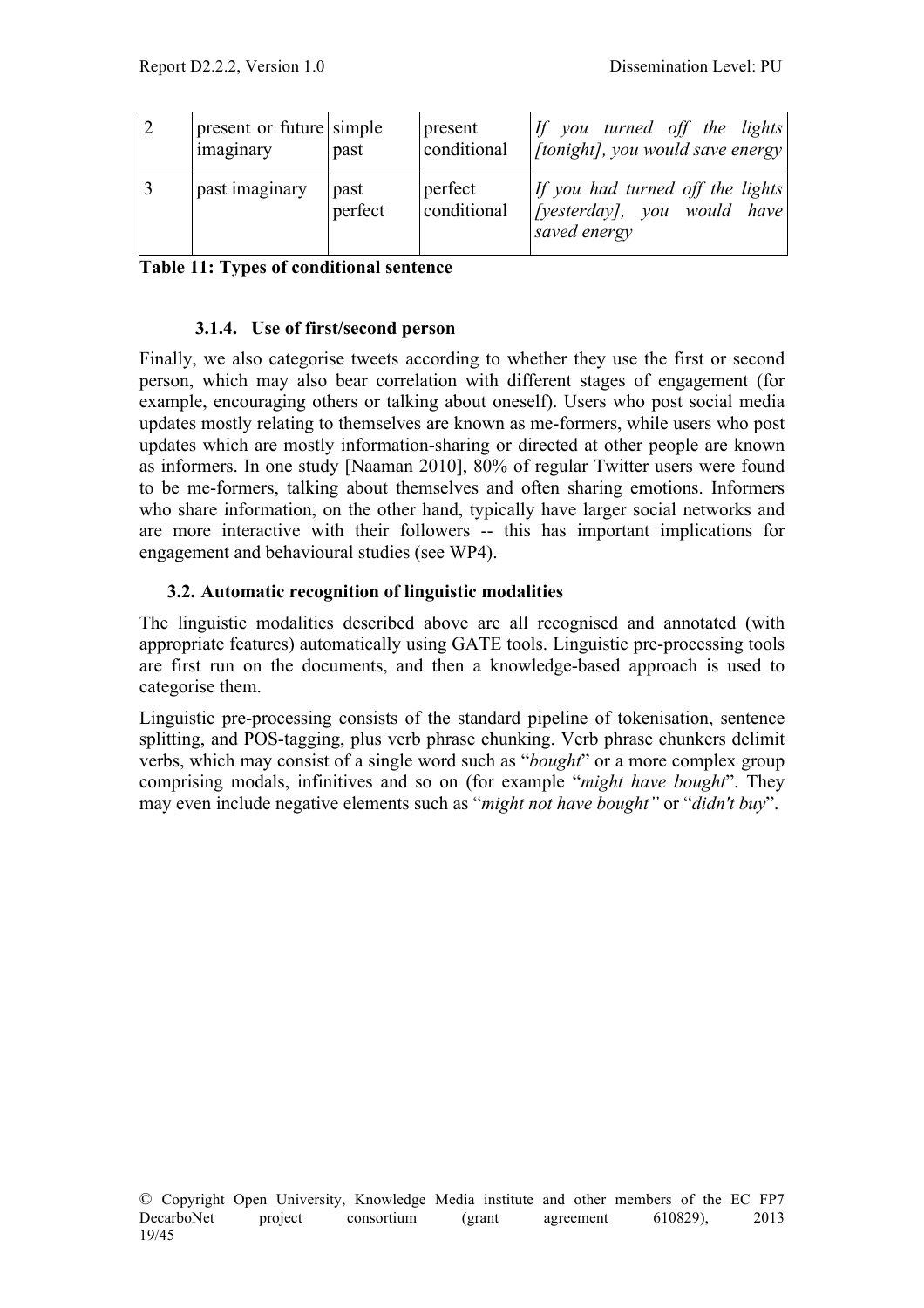| 2 | present or future imaginary | simple past | present conditional | *If you turned off the lights [tonight], you would save energy* |
|---|---|---|---|---|
| 3 | past imaginary | past perfect | perfect conditional | *If you had turned off the lights [yesterday], you would have saved energy* |

**Table 11: Types of conditional sentence**

### 3.1.4. Use of first/second person

Finally, we also categorise tweets according to whether they use the first or second person, which may also bear correlation with different stages of engagement (for example, encouraging others or talking about oneself). Users who post social media updates mostly relating to themselves are known as me-formers, while users who post updates which are mostly information-sharing or directed at other people are known as informers. In one study [Naaman 2010], 80% of regular Twitter users were found to be me-formers, talking about themselves and often sharing emotions. Informers who share information, on the other hand, typically have larger social networks and are more interactive with their followers -- this has important implications for engagement and behavioural studies (see WP4).

## 3.2. Automatic recognition of linguistic modalities

The linguistic modalities described above are all recognised and annotated (with appropriate features) automatically using GATE tools. Linguistic pre-processing tools are first run on the documents, and then a knowledge-based approach is used to categorise them.

Linguistic pre-processing consists of the standard pipeline of tokenisation, sentence splitting, and POS-tagging, plus verb phrase chunking. Verb phrase chunkers delimit verbs, which may consist of a single word such as "*bought*" or a more complex group comprising modals, infinitives and so on (for example "*might have bought*". They may even include negative elements such as "*might not have bought"* or "*didn't buy*".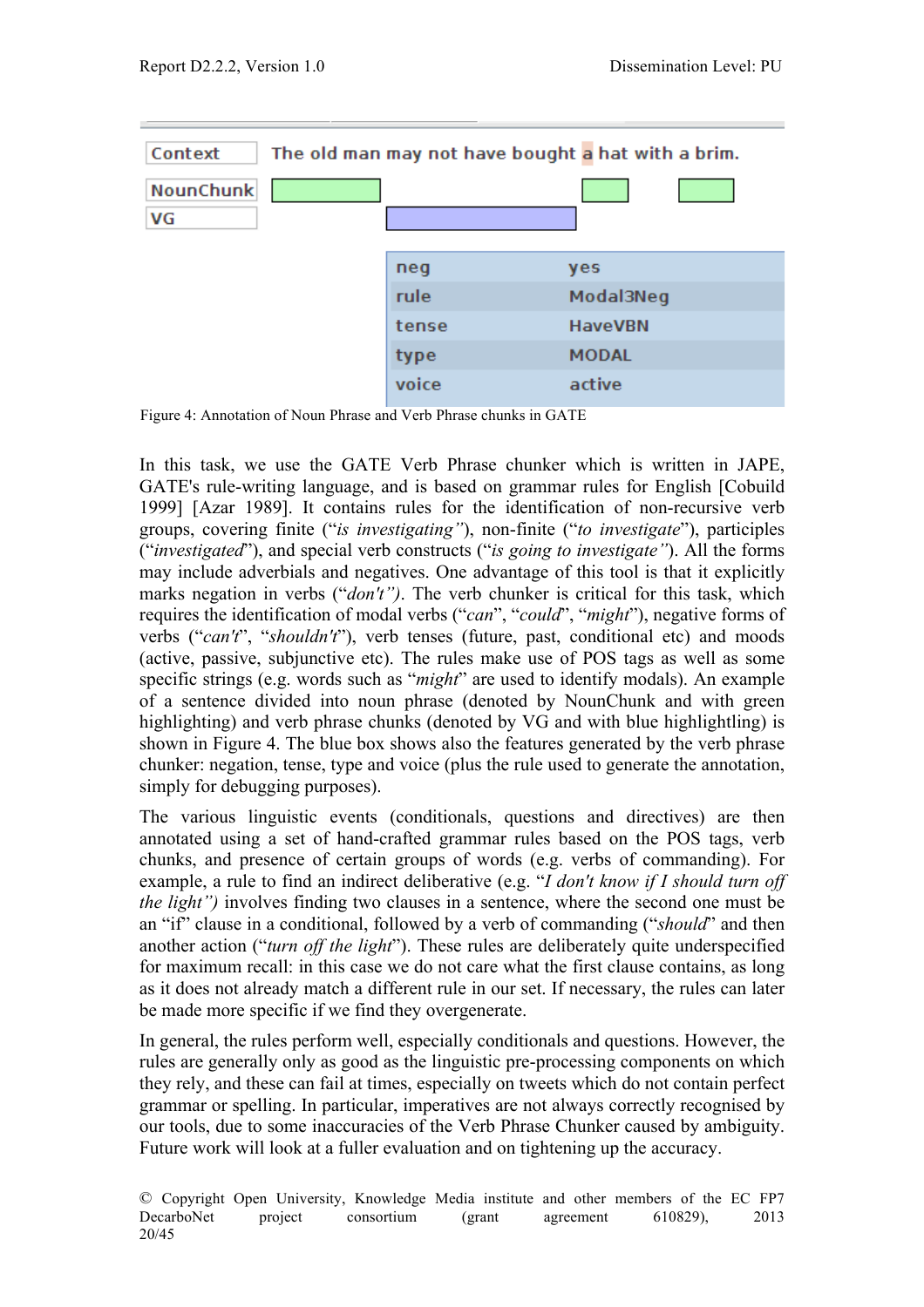| Context | The old man may not have bought a hat with a brim. |
|---|---|
| NounChunk | |
| VG | |

| neg | yes |
|---|---|
| rule | Modal3Neg |
| tense | HaveVBN |
| type | MODAL |
| voice | active |

Figure 4: Annotation of Noun Phrase and Verb Phrase chunks in GATE

In this task, we use the GATE Verb Phrase chunker which is written in JAPE, GATE's rule-writing language, and is based on grammar rules for English [Cobuild 1999] [Azar 1989]. It contains rules for the identification of non-recursive verb groups, covering finite ("*is investigating*"), non-finite ("*to investigate*"), participles ("*investigated*"), and special verb constructs ("*is going to investigate*"). All the forms may include adverbials and negatives. One advantage of this tool is that it explicitly marks negation in verbs ("*don't*"). The verb chunker is critical for this task, which requires the identification of modal verbs ("*can*", "*could*", "*might*"), negative forms of verbs ("*can't*", "*shouldn't*"), verb tenses (future, past, conditional etc) and moods (active, passive, subjunctive etc). The rules make use of POS tags as well as some specific strings (e.g. words such as "*might*" are used to identify modals). An example of a sentence divided into noun phrase (denoted by NounChunk and with green highlighting) and verb phrase chunks (denoted by VG and with blue highlightling) is shown in Figure 4. The blue box shows also the features generated by the verb phrase chunker: negation, tense, type and voice (plus the rule used to generate the annotation, simply for debugging purposes).

The various linguistic events (conditionals, questions and directives) are then annotated using a set of hand-crafted grammar rules based on the POS tags, verb chunks, and presence of certain groups of words (e.g. verbs of commanding). For example, a rule to find an indirect deliberative (e.g. "*I don't know if I should turn off the light*") involves finding two clauses in a sentence, where the second one must be an "if" clause in a conditional, followed by a verb of commanding ("*should*" and then another action ("*turn off the light*"). These rules are deliberately quite underspecified for maximum recall: in this case we do not care what the first clause contains, as long as it does not already match a different rule in our set. If necessary, the rules can later be made more specific if we find they overgenerate.

In general, the rules perform well, especially conditionals and questions. However, the rules are generally only as good as the linguistic pre-processing components on which they rely, and these can fail at times, especially on tweets which do not contain perfect grammar or spelling. In particular, imperatives are not always correctly recognised by our tools, due to some inaccuracies of the Verb Phrase Chunker caused by ambiguity. Future work will look at a fuller evaluation and on tightening up the accuracy.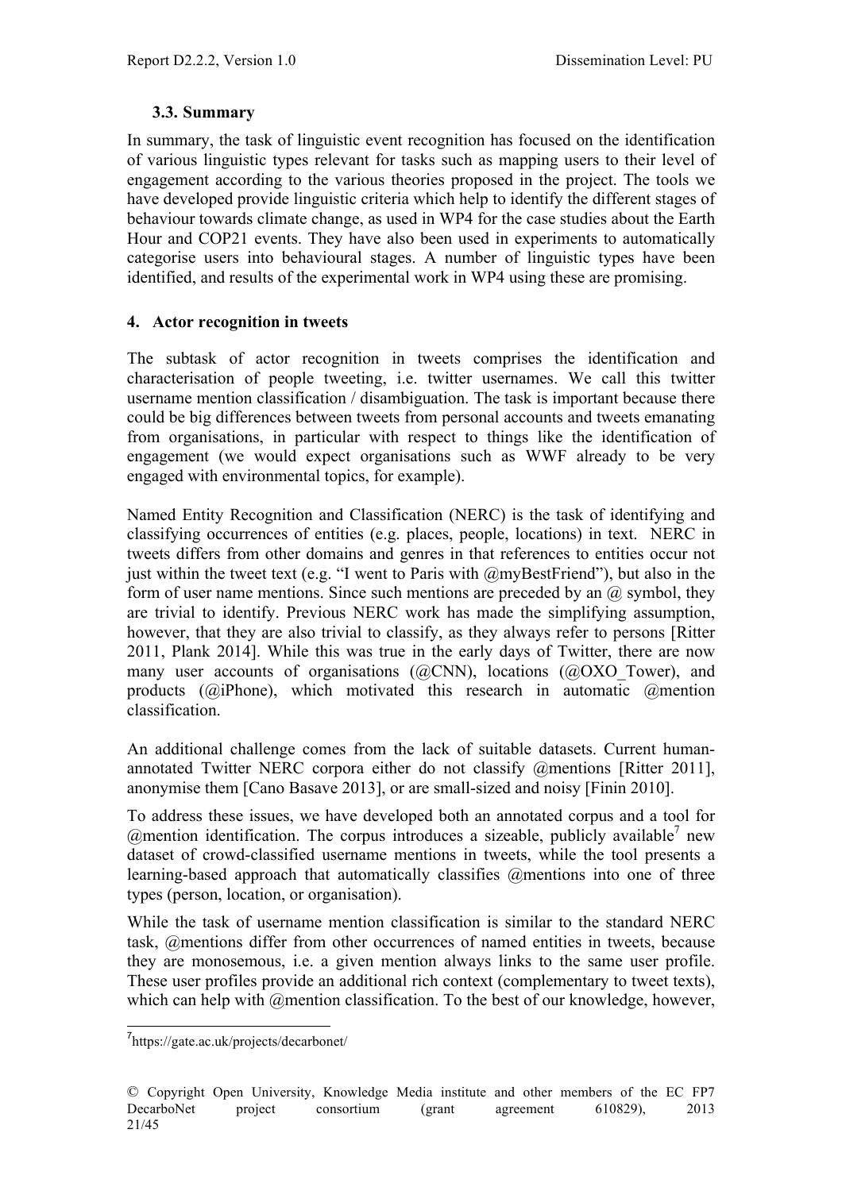### 3.3. Summary

In summary, the task of linguistic event recognition has focused on the identification of various linguistic types relevant for tasks such as mapping users to their level of engagement according to the various theories proposed in the project. The tools we have developed provide linguistic criteria which help to identify the different stages of behaviour towards climate change, as used in WP4 for the case studies about the Earth Hour and COP21 events. They have also been used in experiments to automatically categorise users into behavioural stages. A number of linguistic types have been identified, and results of the experimental work in WP4 using these are promising.

## 4. Actor recognition in tweets

The subtask of actor recognition in tweets comprises the identification and characterisation of people tweeting, i.e. twitter usernames. We call this twitter username mention classification / disambiguation. The task is important because there could be big differences between tweets from personal accounts and tweets emanating from organisations, in particular with respect to things like the identification of engagement (we would expect organisations such as WWF already to be very engaged with environmental topics, for example).

Named Entity Recognition and Classification (NERC) is the task of identifying and classifying occurrences of entities (e.g. places, people, locations) in text. NERC in tweets differs from other domains and genres in that references to entities occur not just within the tweet text (e.g. "I went to Paris with @myBestFriend"), but also in the form of user name mentions. Since such mentions are preceded by an @ symbol, they are trivial to identify. Previous NERC work has made the simplifying assumption, however, that they are also trivial to classify, as they always refer to persons [Ritter 2011, Plank 2014]. While this was true in the early days of Twitter, there are now many user accounts of organisations (@CNN), locations (@OXO_Tower), and products (@iPhone), which motivated this research in automatic @mention classification.

An additional challenge comes from the lack of suitable datasets. Current human-annotated Twitter NERC corpora either do not classify @mentions [Ritter 2011], anonymise them [Cano Basave 2013], or are small-sized and noisy [Finin 2010].

To address these issues, we have developed both an annotated corpus and a tool for @mention identification. The corpus introduces a sizeable, publicly available[7] new dataset of crowd-classified username mentions in tweets, while the tool presents a learning-based approach that automatically classifies @mentions into one of three types (person, location, or organisation).

While the task of username mention classification is similar to the standard NERC task, @mentions differ from other occurrences of named entities in tweets, because they are monosemous, i.e. a given mention always links to the same user profile. These user profiles provide an additional rich context (complementary to tweet texts), which can help with @mention classification. To the best of our knowledge, however,

[7] https://gate.ac.uk/projects/decarbonet/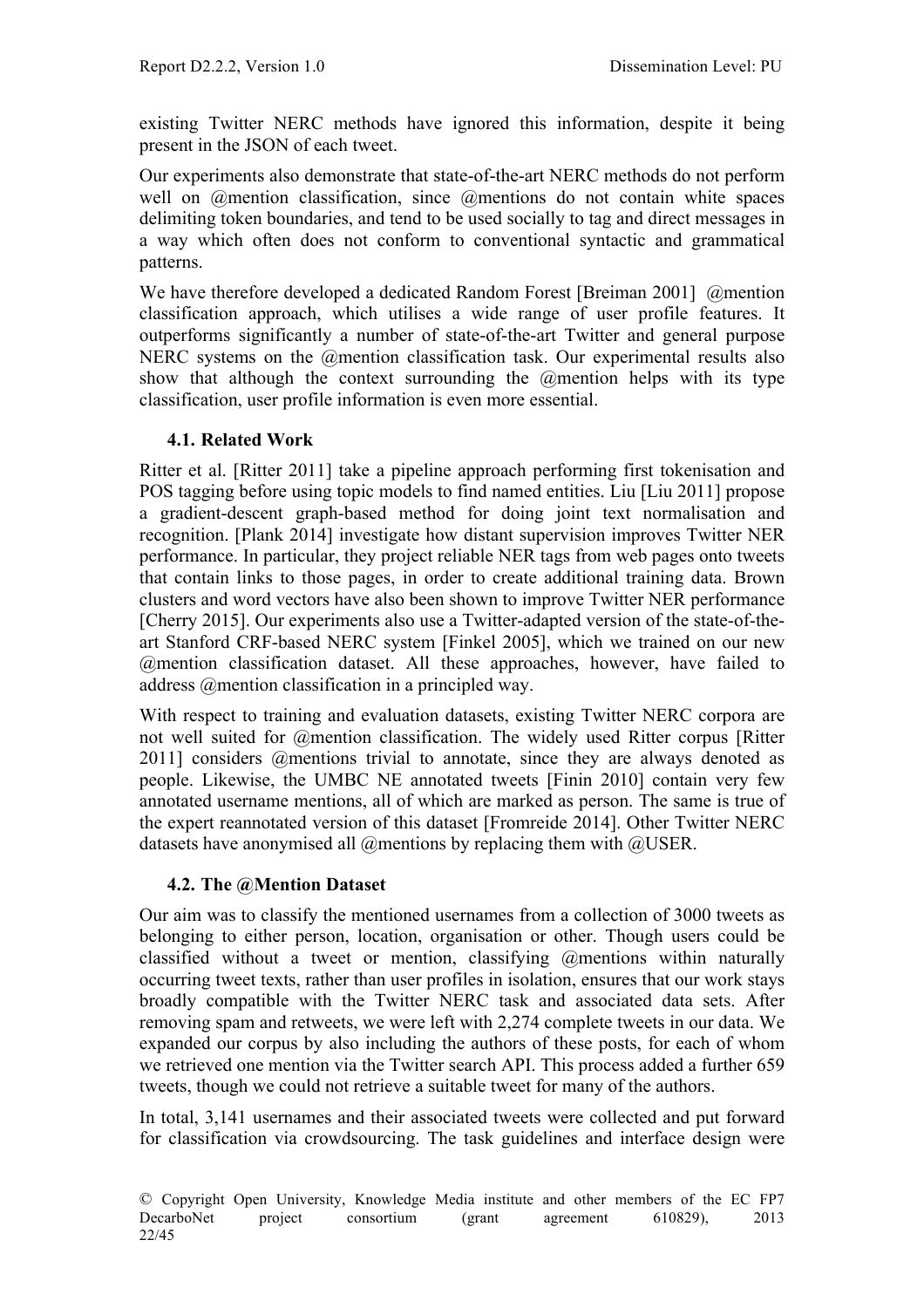existing Twitter NERC methods have ignored this information, despite it being present in the JSON of each tweet.

Our experiments also demonstrate that state-of-the-art NERC methods do not perform well on @mention classification, since @mentions do not contain white spaces delimiting token boundaries, and tend to be used socially to tag and direct messages in a way which often does not conform to conventional syntactic and grammatical patterns.

We have therefore developed a dedicated Random Forest [Breiman 2001] @mention classification approach, which utilises a wide range of user profile features. It outperforms significantly a number of state-of-the-art Twitter and general purpose NERC systems on the @mention classification task. Our experimental results also show that although the context surrounding the @mention helps with its type classification, user profile information is even more essential.

### 4.1. Related Work

Ritter et al. [Ritter 2011] take a pipeline approach performing first tokenisation and POS tagging before using topic models to find named entities. Liu [Liu 2011] propose a gradient-descent graph-based method for doing joint text normalisation and recognition. [Plank 2014] investigate how distant supervision improves Twitter NER performance. In particular, they project reliable NER tags from web pages onto tweets that contain links to those pages, in order to create additional training data. Brown clusters and word vectors have also been shown to improve Twitter NER performance [Cherry 2015]. Our experiments also use a Twitter-adapted version of the state-of-the-art Stanford CRF-based NERC system [Finkel 2005], which we trained on our new @mention classification dataset. All these approaches, however, have failed to address @mention classification in a principled way.

With respect to training and evaluation datasets, existing Twitter NERC corpora are not well suited for @mention classification. The widely used Ritter corpus [Ritter 2011] considers @mentions trivial to annotate, since they are always denoted as people. Likewise, the UMBC NE annotated tweets [Finin 2010] contain very few annotated username mentions, all of which are marked as person. The same is true of the expert reannotated version of this dataset [Fromreide 2014]. Other Twitter NERC datasets have anonymised all @mentions by replacing them with @USER.

### 4.2. The @Mention Dataset

Our aim was to classify the mentioned usernames from a collection of 3000 tweets as belonging to either person, location, organisation or other. Though users could be classified without a tweet or mention, classifying @mentions within naturally occurring tweet texts, rather than user profiles in isolation, ensures that our work stays broadly compatible with the Twitter NERC task and associated data sets. After removing spam and retweets, we were left with 2,274 complete tweets in our data. We expanded our corpus by also including the authors of these posts, for each of whom we retrieved one mention via the Twitter search API. This process added a further 659 tweets, though we could not retrieve a suitable tweet for many of the authors.

In total, 3,141 usernames and their associated tweets were collected and put forward for classification via crowdsourcing. The task guidelines and interface design were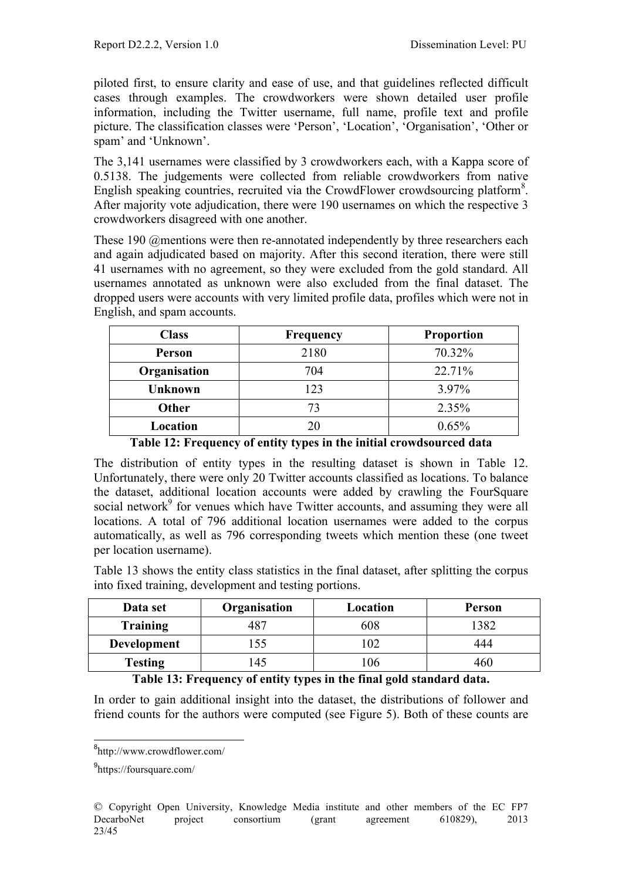piloted first, to ensure clarity and ease of use, and that guidelines reflected difficult cases through examples. The crowdworkers were shown detailed user profile information, including the Twitter username, full name, profile text and profile picture. The classification classes were 'Person', 'Location', 'Organisation', 'Other or spam' and 'Unknown'.

The 3,141 usernames were classified by 3 crowdworkers each, with a Kappa score of 0.5138. The judgements were collected from reliable crowdworkers from native English speaking countries, recruited via the CrowdFlower crowdsourcing platform[8]. After majority vote adjudication, there were 190 usernames on which the respective 3 crowdworkers disagreed with one another.

These 190 @mentions were then re-annotated independently by three researchers each and again adjudicated based on majority. After this second iteration, there were still 41 usernames with no agreement, so they were excluded from the gold standard. All usernames annotated as unknown were also excluded from the final dataset. The dropped users were accounts with very limited profile data, profiles which were not in English, and spam accounts.

| Class | Frequency | Proportion |
|---|---|---|
| **Person** | 2180 | 70.32% |
| **Organisation** | 704 | 22.71% |
| **Unknown** | 123 | 3.97% |
| **Other** | 73 | 2.35% |
| **Location** | 20 | 0.65% |

**Table 12: Frequency of entity types in the initial crowdsourced data**

The distribution of entity types in the resulting dataset is shown in Table 12. Unfortunately, there were only 20 Twitter accounts classified as locations. To balance the dataset, additional location accounts were added by crawling the FourSquare social network[9] for venues which have Twitter accounts, and assuming they were all locations. A total of 796 additional location usernames were added to the corpus automatically, as well as 796 corresponding tweets which mention these (one tweet per location username).

Table 13 shows the entity class statistics in the final dataset, after splitting the corpus into fixed training, development and testing portions.

| Data set | Organisation | Location | Person |
|---|---|---|---|
| **Training** | 487 | 608 | 1382 |
| **Development** | 155 | 102 | 444 |
| **Testing** | 145 | 106 | 460 |

**Table 13: Frequency of entity types in the final gold standard data.**

In order to gain additional insight into the dataset, the distributions of follower and friend counts for the authors were computed (see Figure 5). Both of these counts are

[8] http://www.crowdflower.com/

[9] https://foursquare.com/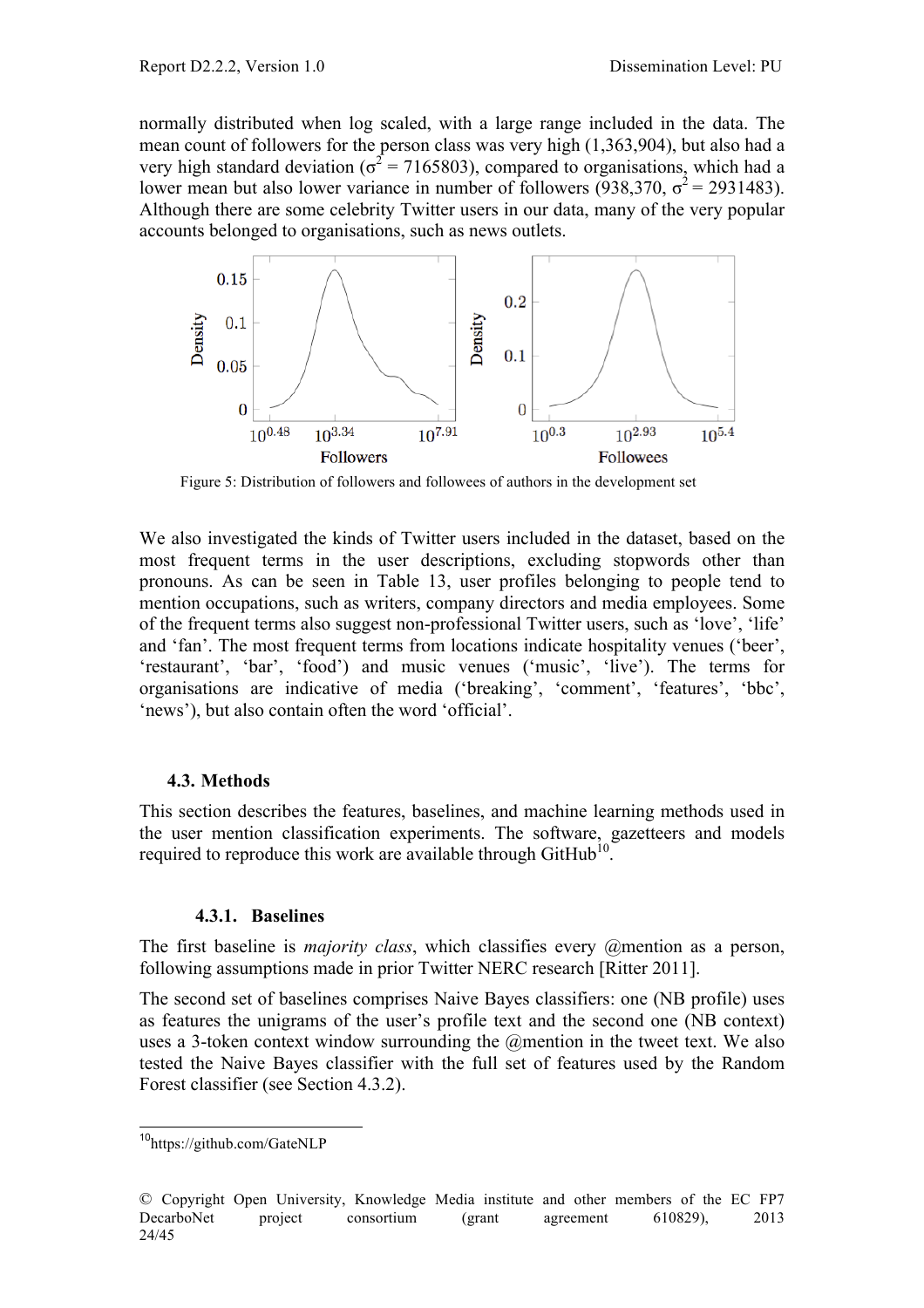normally distributed when log scaled, with a large range included in the data. The mean count of followers for the person class was very high (1,363,904), but also had a very high standard deviation ($\sigma^2 = 7165803$), compared to organisations, which had a lower mean but also lower variance in number of followers (938,370, $\sigma^2 = 2931483$). Although there are some celebrity Twitter users in our data, many of the very popular accounts belonged to organisations, such as news outlets.

Figure 5: Distribution of followers and followees of authors in the development set

We also investigated the kinds of Twitter users included in the dataset, based on the most frequent terms in the user descriptions, excluding stopwords other than pronouns. As can be seen in Table 13, user profiles belonging to people tend to mention occupations, such as writers, company directors and media employees. Some of the frequent terms also suggest non-professional Twitter users, such as 'love', 'life' and 'fan'. The most frequent terms from locations indicate hospitality venues ('beer', 'restaurant', 'bar', 'food') and music venues ('music', 'live'). The terms for organisations are indicative of media ('breaking', 'comment', 'features', 'bbc', 'news'), but also contain often the word 'official'.

## 4.3. Methods

This section describes the features, baselines, and machine learning methods used in the user mention classification experiments. The software, gazetteers and models required to reproduce this work are available through GitHub[10].

### 4.3.1. Baselines

The first baseline is *majority class*, which classifies every @mention as a person, following assumptions made in prior Twitter NERC research [Ritter 2011].

The second set of baselines comprises Naive Bayes classifiers: one (NB profile) uses as features the unigrams of the user's profile text and the second one (NB context) uses a 3-token context window surrounding the @mention in the tweet text. We also tested the Naive Bayes classifier with the full set of features used by the Random Forest classifier (see Section 4.3.2).

[10] https://github.com/GateNLP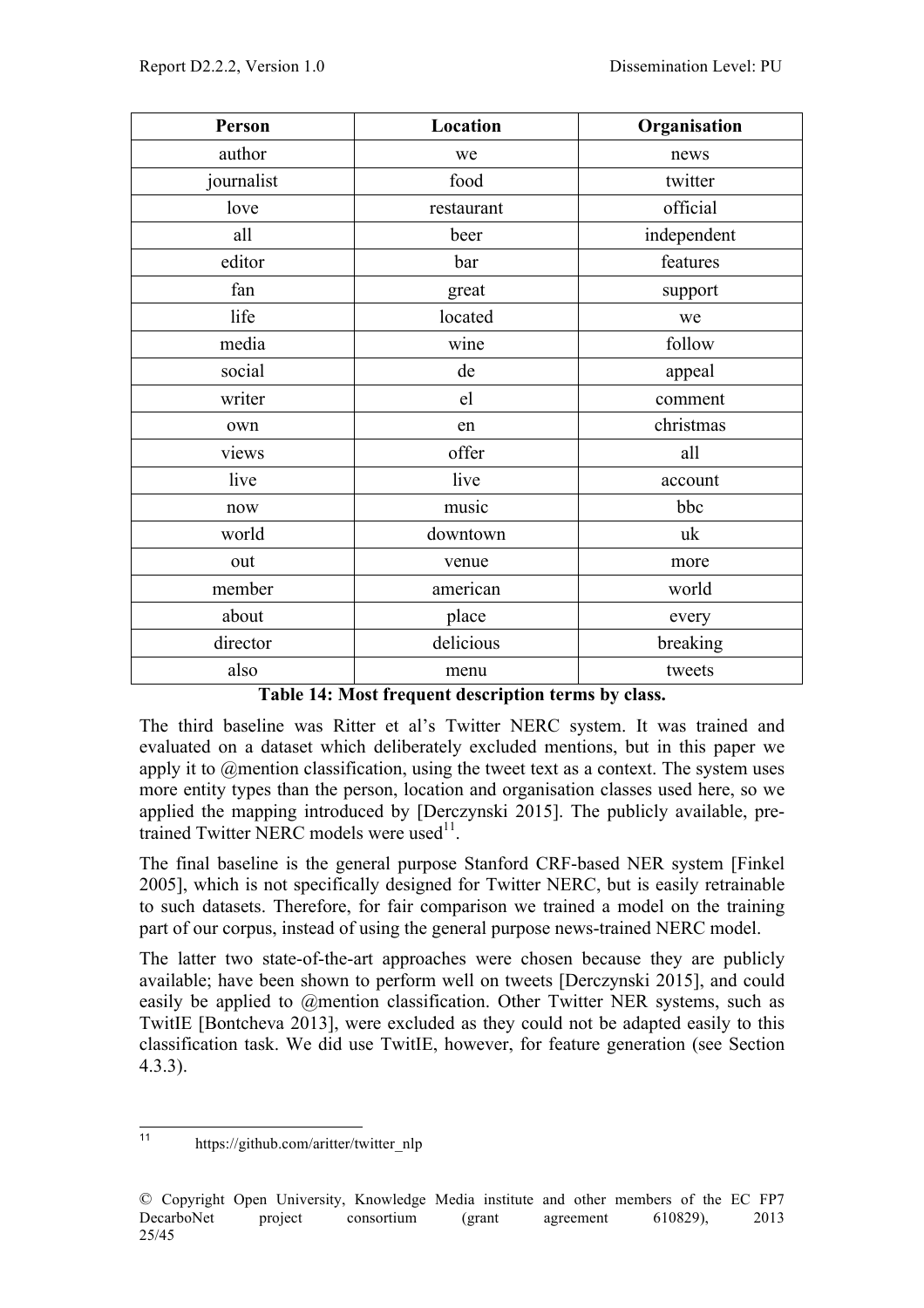| Person | Location | Organisation |
|---|---|---|
| author | we | news |
| journalist | food | twitter |
| love | restaurant | official |
| all | beer | independent |
| editor | bar | features |
| fan | great | support |
| life | located | we |
| media | wine | follow |
| social | de | appeal |
| writer | el | comment |
| own | en | christmas |
| views | offer | all |
| live | live | account |
| now | music | bbc |
| world | downtown | uk |
| out | venue | more |
| member | american | world |
| about | place | every |
| director | delicious | breaking |
| also | menu | tweets |

**Table 14: Most frequent description terms by class.**

The third baseline was Ritter et al's Twitter NERC system. It was trained and evaluated on a dataset which deliberately excluded mentions, but in this paper we apply it to @mention classification, using the tweet text as a context. The system uses more entity types than the person, location and organisation classes used here, so we applied the mapping introduced by [Derczynski 2015]. The publicly available, pre-trained Twitter NERC models were used[11].

The final baseline is the general purpose Stanford CRF-based NER system [Finkel 2005], which is not specifically designed for Twitter NERC, but is easily retrainable to such datasets. Therefore, for fair comparison we trained a model on the training part of our corpus, instead of using the general purpose news-trained NERC model.

The latter two state-of-the-art approaches were chosen because they are publicly available; have been shown to perform well on tweets [Derczynski 2015], and could easily be applied to @mention classification. Other Twitter NER systems, such as TwitIE [Bontcheva 2013], were excluded as they could not be adapted easily to this classification task. We did use TwitIE, however, for feature generation (see Section 4.3.3).

[11] https://github.com/aritter/twitter_nlp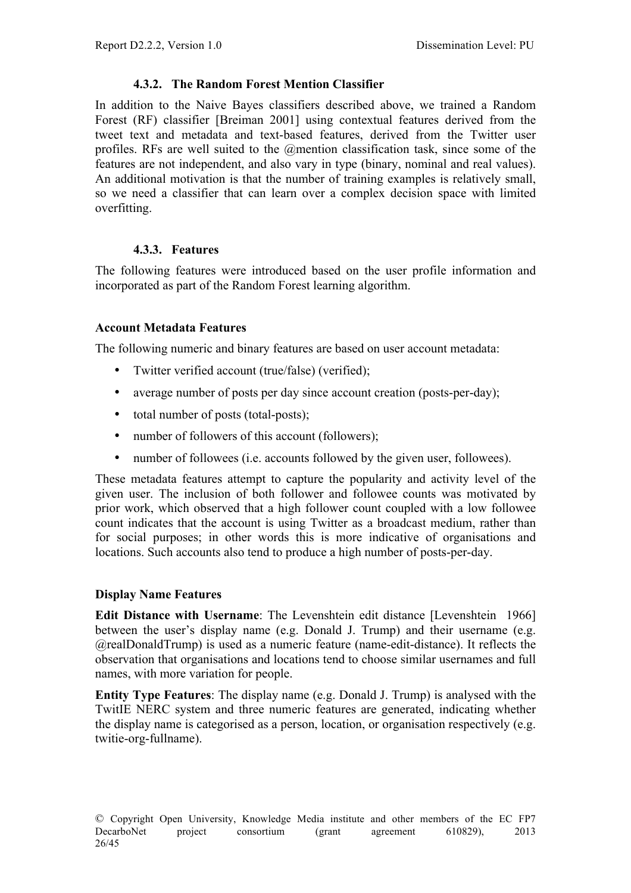### 4.3.2. The Random Forest Mention Classifier

In addition to the Naive Bayes classifiers described above, we trained a Random Forest (RF) classifier [Breiman 2001] using contextual features derived from the tweet text and metadata and text-based features, derived from the Twitter user profiles. RFs are well suited to the @mention classification task, since some of the features are not independent, and also vary in type (binary, nominal and real values). An additional motivation is that the number of training examples is relatively small, so we need a classifier that can learn over a complex decision space with limited overfitting.

### 4.3.3. Features

The following features were introduced based on the user profile information and incorporated as part of the Random Forest learning algorithm.

**Account Metadata Features**

The following numeric and binary features are based on user account metadata:

- Twitter verified account (true/false) (verified);
- average number of posts per day since account creation (posts-per-day);
- total number of posts (total-posts);
- number of followers of this account (followers);
- number of followees (i.e. accounts followed by the given user, followees).

These metadata features attempt to capture the popularity and activity level of the given user. The inclusion of both follower and followee counts was motivated by prior work, which observed that a high follower count coupled with a low followee count indicates that the account is using Twitter as a broadcast medium, rather than for social purposes; in other words this is more indicative of organisations and locations. Such accounts also tend to produce a high number of posts-per-day.

**Display Name Features**

**Edit Distance with Username**: The Levenshtein edit distance [Levenshtein 1966] between the user's display name (e.g. Donald J. Trump) and their username (e.g. @realDonaldTrump) is used as a numeric feature (name-edit-distance). It reflects the observation that organisations and locations tend to choose similar usernames and full names, with more variation for people.

**Entity Type Features**: The display name (e.g. Donald J. Trump) is analysed with the TwitIE NERC system and three numeric features are generated, indicating whether the display name is categorised as a person, location, or organisation respectively (e.g. twitie-org-fullname).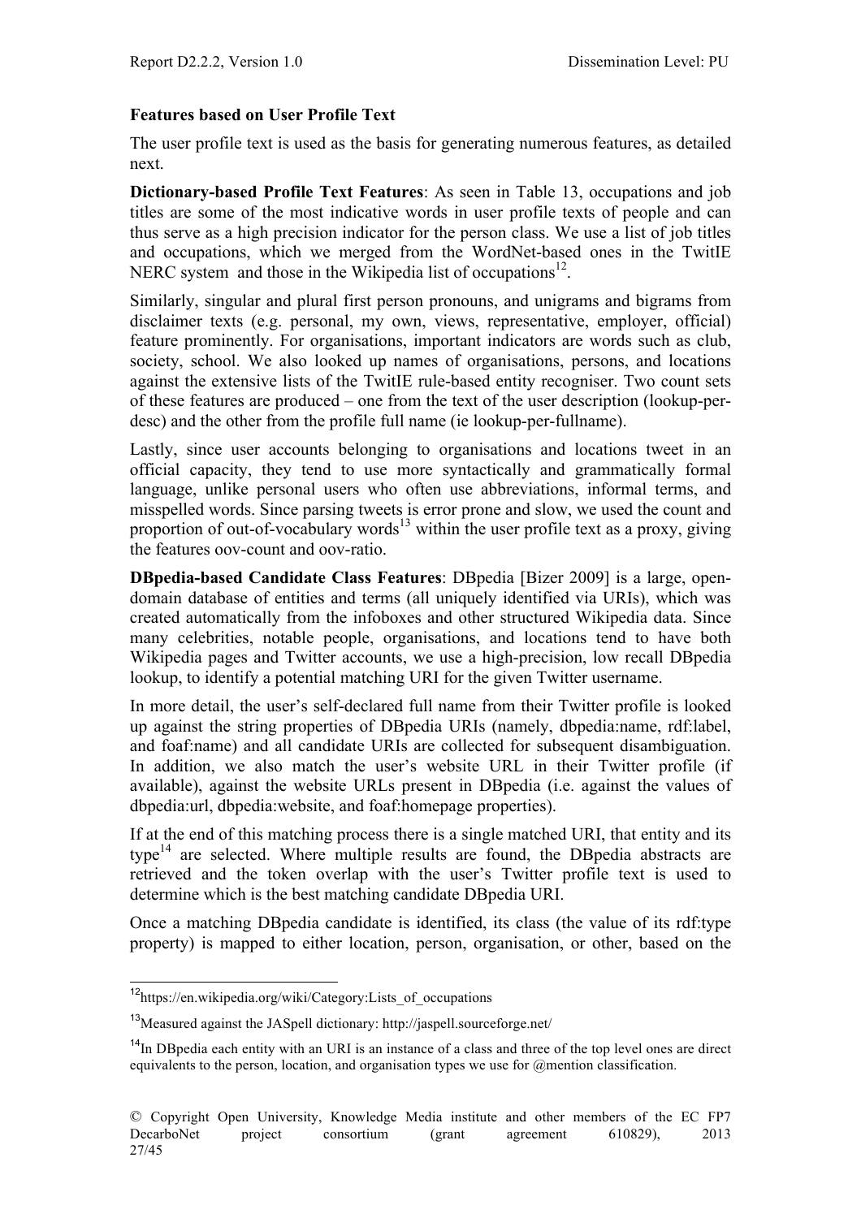**Features based on User Profile Text**

The user profile text is used as the basis for generating numerous features, as detailed next.

**Dictionary-based Profile Text Features**: As seen in Table 13, occupations and job titles are some of the most indicative words in user profile texts of people and can thus serve as a high precision indicator for the person class. We use a list of job titles and occupations, which we merged from the WordNet-based ones in the TwitIE NERC system and those in the Wikipedia list of occupations[12].

Similarly, singular and plural first person pronouns, and unigrams and bigrams from disclaimer texts (e.g. personal, my own, views, representative, employer, official) feature prominently. For organisations, important indicators are words such as club, society, school. We also looked up names of organisations, persons, and locations against the extensive lists of the TwitIE rule-based entity recogniser. Two count sets of these features are produced – one from the text of the user description (lookup-per-desc) and the other from the profile full name (ie lookup-per-fullname).

Lastly, since user accounts belonging to organisations and locations tweet in an official capacity, they tend to use more syntactically and grammatically formal language, unlike personal users who often use abbreviations, informal terms, and misspelled words. Since parsing tweets is error prone and slow, we used the count and proportion of out-of-vocabulary words[13] within the user profile text as a proxy, giving the features oov-count and oov-ratio.

**DBpedia-based Candidate Class Features**: DBpedia [Bizer 2009] is a large, open-domain database of entities and terms (all uniquely identified via URIs), which was created automatically from the infoboxes and other structured Wikipedia data. Since many celebrities, notable people, organisations, and locations tend to have both Wikipedia pages and Twitter accounts, we use a high-precision, low recall DBpedia lookup, to identify a potential matching URI for the given Twitter username.

In more detail, the user's self-declared full name from their Twitter profile is looked up against the string properties of DBpedia URIs (namely, dbpedia:name, rdf:label, and foaf:name) and all candidate URIs are collected for subsequent disambiguation. In addition, we also match the user's website URL in their Twitter profile (if available), against the website URLs present in DBpedia (i.e. against the values of dbpedia:url, dbpedia:website, and foaf:homepage properties).

If at the end of this matching process there is a single matched URI, that entity and its type[14] are selected. Where multiple results are found, the DBpedia abstracts are retrieved and the token overlap with the user's Twitter profile text is used to determine which is the best matching candidate DBpedia URI.

Once a matching DBpedia candidate is identified, its class (the value of its rdf:type property) is mapped to either location, person, organisation, or other, based on the

---

[12] https://en.wikipedia.org/wiki/Category:Lists_of_occupations

[13] Measured against the JASpell dictionary: http://jaspell.sourceforge.net/

[14] In DBpedia each entity with an URI is an instance of a class and three of the top level ones are direct equivalents to the person, location, and organisation types we use for @mention classification.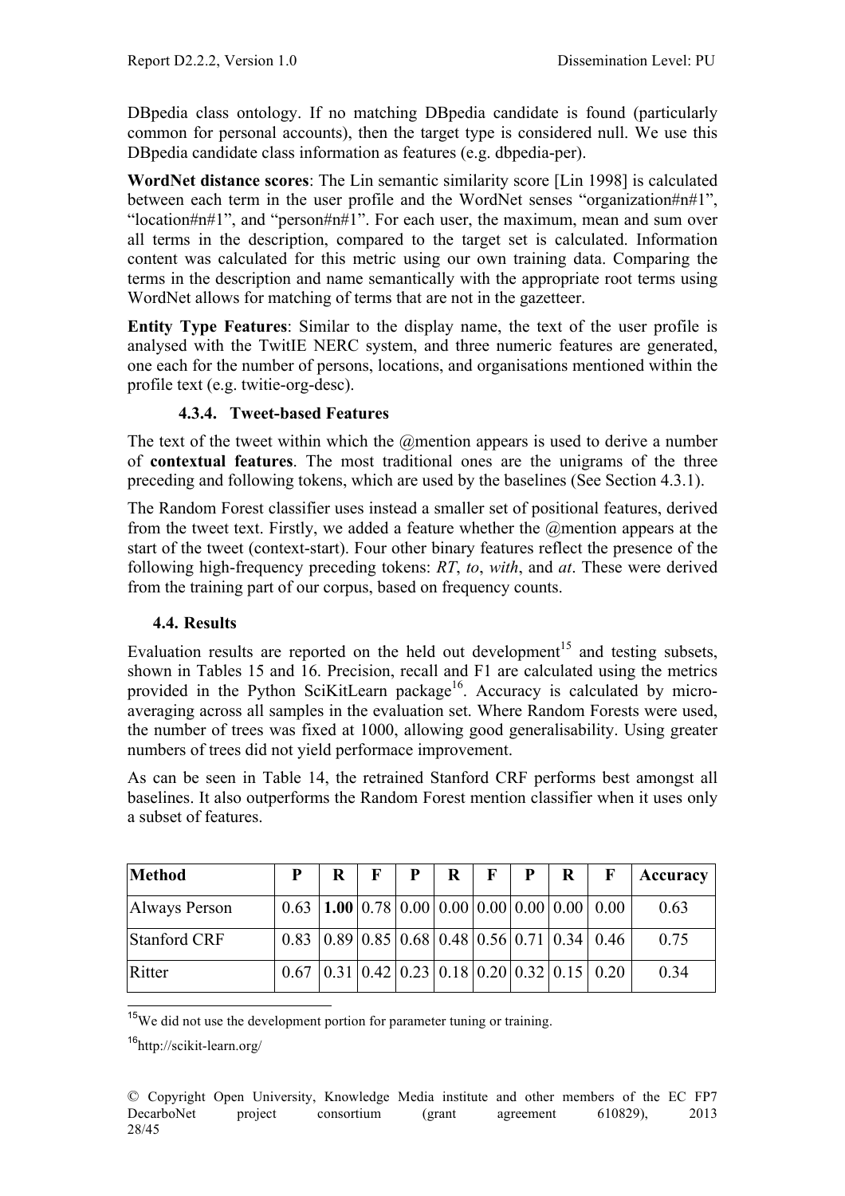DBpedia class ontology. If no matching DBpedia candidate is found (particularly common for personal accounts), then the target type is considered null. We use this DBpedia candidate class information as features (e.g. dbpedia-per).

**WordNet distance scores**: The Lin semantic similarity score [Lin 1998] is calculated between each term in the user profile and the WordNet senses "organization#n#1", "location#n#1", and "person#n#1". For each user, the maximum, mean and sum over all terms in the description, compared to the target set is calculated. Information content was calculated for this metric using our own training data. Comparing the terms in the description and name semantically with the appropriate root terms using WordNet allows for matching of terms that are not in the gazetteer.

**Entity Type Features**: Similar to the display name, the text of the user profile is analysed with the TwitIE NERC system, and three numeric features are generated, one each for the number of persons, locations, and organisations mentioned within the profile text (e.g. twitie-org-desc).

#### 4.3.4. Tweet-based Features

The text of the tweet within which the @mention appears is used to derive a number of **contextual features**. The most traditional ones are the unigrams of the three preceding and following tokens, which are used by the baselines (See Section 4.3.1).

The Random Forest classifier uses instead a smaller set of positional features, derived from the tweet text. Firstly, we added a feature whether the @mention appears at the start of the tweet (context-start). Four other binary features reflect the presence of the following high-frequency preceding tokens: *RT*, *to*, *with*, and *at*. These were derived from the training part of our corpus, based on frequency counts.

### 4.4. Results

Evaluation results are reported on the held out development[15] and testing subsets, shown in Tables 15 and 16. Precision, recall and F1 are calculated using the metrics provided in the Python SciKitLearn package[16]. Accuracy is calculated by micro-averaging across all samples in the evaluation set. Where Random Forests were used, the number of trees was fixed at 1000, allowing good generalisability. Using greater numbers of trees did not yield performace improvement.

As can be seen in Table 14, the retrained Stanford CRF performs best amongst all baselines. It also outperforms the Random Forest mention classifier when it uses only a subset of features.

| Method | P | R | F | P | R | F | P | R | F | Accuracy |
|---|---|---|---|---|---|---|---|---|---|---|
| Always Person | 0.63 | **1.00** | 0.78 | 0.00 | 0.00 | 0.00 | 0.00 | 0.00 | 0.00 | 0.63 |
| Stanford CRF | 0.83 | 0.89 | 0.85 | 0.68 | 0.48 | 0.56 | 0.71 | 0.34 | 0.46 | 0.75 |
| Ritter | 0.67 | 0.31 | 0.42 | 0.23 | 0.18 | 0.20 | 0.32 | 0.15 | 0.20 | 0.34 |

[15] We did not use the development portion for parameter tuning or training.

[16] http://scikit-learn.org/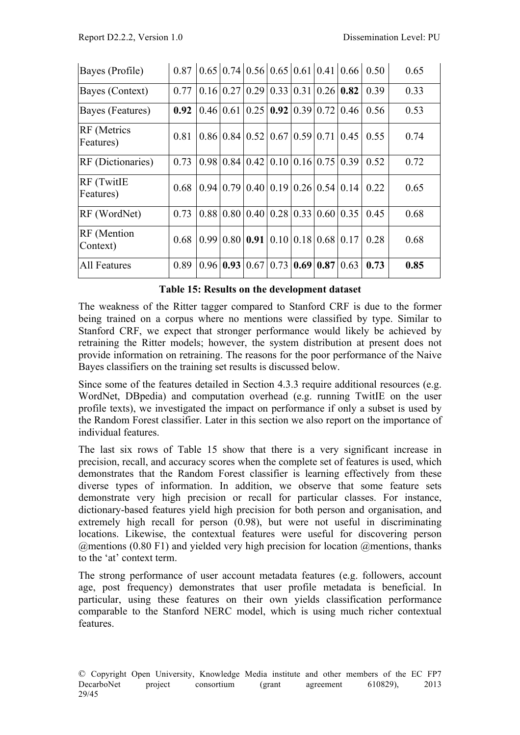| | | | | | | | | | | |
|---|---|---|---|---|---|---|---|---|---|---|
| Bayes (Profile) | 0.87 | 0.65 | 0.74 | 0.56 | 0.65 | 0.61 | 0.41 | 0.66 | 0.50 | 0.65 |
| Bayes (Context) | 0.77 | 0.16 | 0.27 | 0.29 | 0.33 | 0.31 | 0.26 | **0.82** | 0.39 | 0.33 |
| Bayes (Features) | **0.92** | 0.46 | 0.61 | 0.25 | **0.92** | 0.39 | 0.72 | 0.46 | 0.56 | 0.53 |
| RF (Metrics Features) | 0.81 | 0.86 | 0.84 | 0.52 | 0.67 | 0.59 | 0.71 | 0.45 | 0.55 | 0.74 |
| RF (Dictionaries) | 0.73 | 0.98 | 0.84 | 0.42 | 0.10 | 0.16 | 0.75 | 0.39 | 0.52 | 0.72 |
| RF (TwitIE Features) | 0.68 | 0.94 | 0.79 | 0.40 | 0.19 | 0.26 | 0.54 | 0.14 | 0.22 | 0.65 |
| RF (WordNet) | 0.73 | 0.88 | 0.80 | 0.40 | 0.28 | 0.33 | 0.60 | 0.35 | 0.45 | 0.68 |
| RF (Mention Context) | 0.68 | 0.99 | 0.80 | **0.91** | 0.10 | 0.18 | 0.68 | 0.17 | 0.28 | 0.68 |
| All Features | 0.89 | 0.96 | **0.93** | 0.67 | 0.73 | **0.69** | **0.87** | 0.63 | **0.73** | **0.85** |

**Table 15: Results on the development dataset**

The weakness of the Ritter tagger compared to Stanford CRF is due to the former being trained on a corpus where no mentions were classified by type. Similar to Stanford CRF, we expect that stronger performance would likely be achieved by retraining the Ritter models; however, the system distribution at present does not provide information on retraining. The reasons for the poor performance of the Naive Bayes classifiers on the training set results is discussed below.

Since some of the features detailed in Section 4.3.3 require additional resources (e.g. WordNet, DBpedia) and computation overhead (e.g. running TwitIE on the user profile texts), we investigated the impact on performance if only a subset is used by the Random Forest classifier. Later in this section we also report on the importance of individual features.

The last six rows of Table 15 show that there is a very significant increase in precision, recall, and accuracy scores when the complete set of features is used, which demonstrates that the Random Forest classifier is learning effectively from these diverse types of information. In addition, we observe that some feature sets demonstrate very high precision or recall for particular classes. For instance, dictionary-based features yield high precision for both person and organisation, and extremely high recall for person (0.98), but were not useful in discriminating locations. Likewise, the contextual features were useful for discovering person @mentions (0.80 F1) and yielded very high precision for location @mentions, thanks to the 'at' context term.

The strong performance of user account metadata features (e.g. followers, account age, post frequency) demonstrates that user profile metadata is beneficial. In particular, using these features on their own yields classification performance comparable to the Stanford NERC model, which is using much richer contextual features.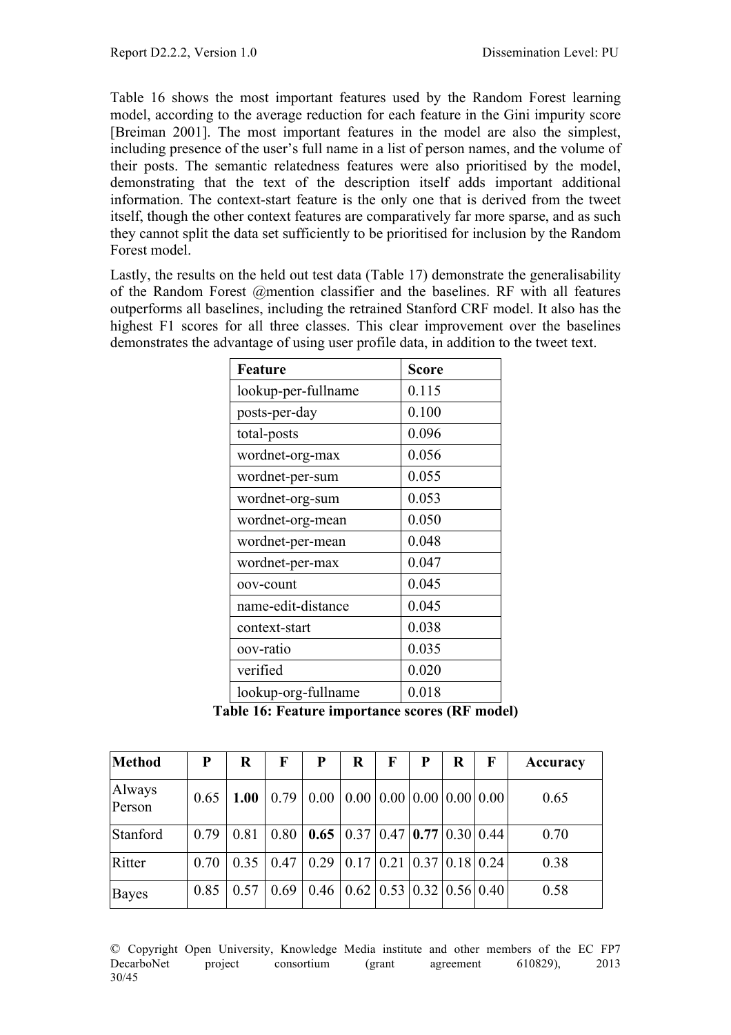Table 16 shows the most important features used by the Random Forest learning model, according to the average reduction for each feature in the Gini impurity score [Breiman 2001]. The most important features in the model are also the simplest, including presence of the user's full name in a list of person names, and the volume of their posts. The semantic relatedness features were also prioritised by the model, demonstrating that the text of the description itself adds important additional information. The context-start feature is the only one that is derived from the tweet itself, though the other context features are comparatively far more sparse, and as such they cannot split the data set sufficiently to be prioritised for inclusion by the Random Forest model.

Lastly, the results on the held out test data (Table 17) demonstrate the generalisability of the Random Forest @mention classifier and the baselines. RF with all features outperforms all baselines, including the retrained Stanford CRF model. It also has the highest F1 scores for all three classes. This clear improvement over the baselines demonstrates the advantage of using user profile data, in addition to the tweet text.

| Feature | Score |
|---|---|
| lookup-per-fullname | 0.115 |
| posts-per-day | 0.100 |
| total-posts | 0.096 |
| wordnet-org-max | 0.056 |
| wordnet-per-sum | 0.055 |
| wordnet-org-sum | 0.053 |
| wordnet-org-mean | 0.050 |
| wordnet-per-mean | 0.048 |
| wordnet-per-max | 0.047 |
| oov-count | 0.045 |
| name-edit-distance | 0.045 |
| context-start | 0.038 |
| oov-ratio | 0.035 |
| verified | 0.020 |
| lookup-org-fullname | 0.018 |

**Table 16: Feature importance scores (RF model)**

| Method | P | R | F | P | R | F | P | R | F | Accuracy |
|---|---|---|---|---|---|---|---|---|---|---|
| Always Person | 0.65 | **1.00** | 0.79 | 0.00 | 0.00 | 0.00 | 0.00 | 0.00 | 0.00 | 0.65 |
| Stanford | 0.79 | 0.81 | 0.80 | **0.65** | 0.37 | 0.47 | **0.77** | 0.30 | 0.44 | 0.70 |
| Ritter | 0.70 | 0.35 | 0.47 | 0.29 | 0.17 | 0.21 | 0.37 | 0.18 | 0.24 | 0.38 |
| Bayes | 0.85 | 0.57 | 0.69 | 0.46 | 0.62 | 0.53 | 0.32 | 0.56 | 0.40 | 0.58 |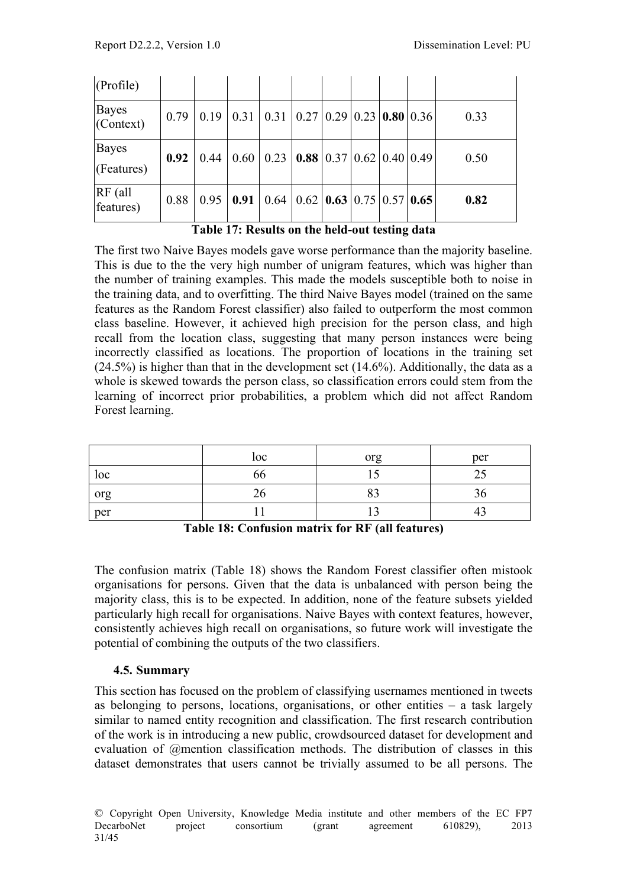| (Profile) | | | | | | | | | | |
|---|---|---|---|---|---|---|---|---|---|---|
| Bayes (Context) | 0.79 | 0.19 | 0.31 | 0.31 | 0.27 | 0.29 | 0.23 | **0.80** | 0.36 | 0.33 |
| Bayes (Features) | **0.92** | 0.44 | 0.60 | 0.23 | **0.88** | 0.37 | 0.62 | 0.40 | 0.49 | 0.50 |
| RF (all features) | 0.88 | 0.95 | **0.91** | 0.64 | 0.62 | **0.63** | 0.75 | 0.57 | **0.65** | **0.82** |

**Table 17: Results on the held-out testing data**

The first two Naive Bayes models gave worse performance than the majority baseline. This is due to the the very high number of unigram features, which was higher than the number of training examples. This made the models susceptible both to noise in the training data, and to overfitting. The third Naive Bayes model (trained on the same features as the Random Forest classifier) also failed to outperform the most common class baseline. However, it achieved high precision for the person class, and high recall from the location class, suggesting that many person instances were being incorrectly classified as locations. The proportion of locations in the training set (24.5%) is higher than that in the development set (14.6%). Additionally, the data as a whole is skewed towards the person class, so classification errors could stem from the learning of incorrect prior probabilities, a problem which did not affect Random Forest learning.

| | loc | org | per |
|---|---|---|---|
| loc | 66 | 15 | 25 |
| org | 26 | 83 | 36 |
| per | 11 | 13 | 43 |

**Table 18: Confusion matrix for RF (all features)**

The confusion matrix (Table 18) shows the Random Forest classifier often mistook organisations for persons. Given that the data is unbalanced with person being the majority class, this is to be expected. In addition, none of the feature subsets yielded particularly high recall for organisations. Naive Bayes with context features, however, consistently achieves high recall on organisations, so future work will investigate the potential of combining the outputs of the two classifiers.

### 4.5. Summary

This section has focused on the problem of classifying usernames mentioned in tweets as belonging to persons, locations, organisations, or other entities – a task largely similar to named entity recognition and classification. The first research contribution of the work is in introducing a new public, crowdsourced dataset for development and evaluation of @mention classification methods. The distribution of classes in this dataset demonstrates that users cannot be trivially assumed to be all persons. The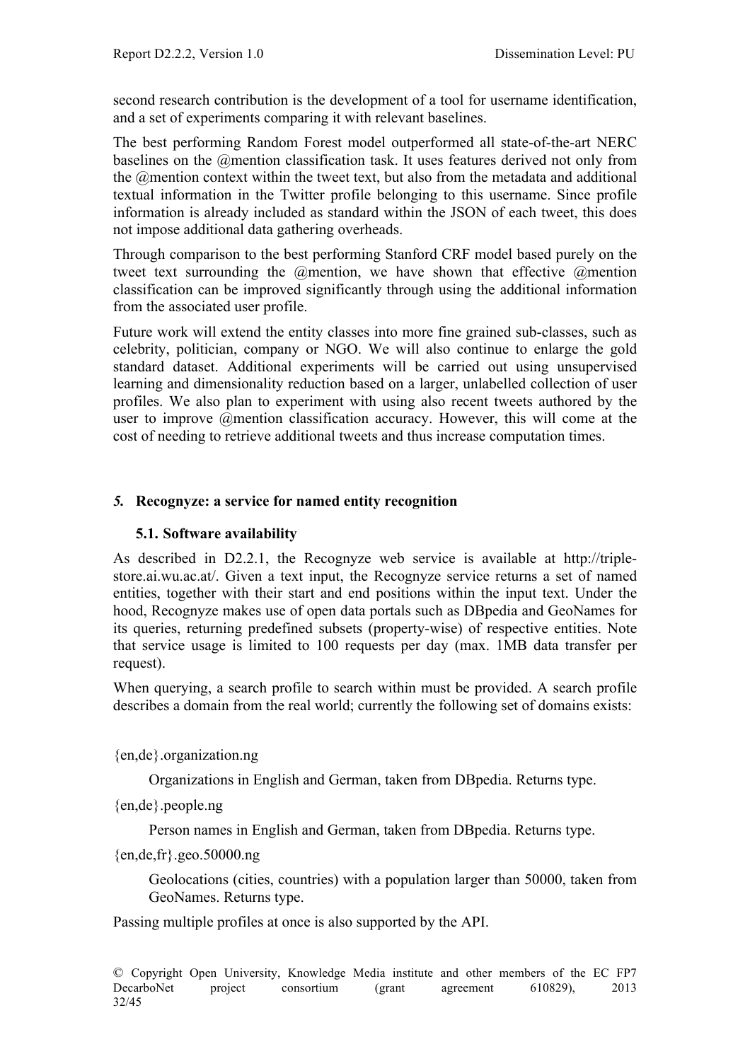second research contribution is the development of a tool for username identification, and a set of experiments comparing it with relevant baselines.

The best performing Random Forest model outperformed all state-of-the-art NERC baselines on the @mention classification task. It uses features derived not only from the @mention context within the tweet text, but also from the metadata and additional textual information in the Twitter profile belonging to this username. Since profile information is already included as standard within the JSON of each tweet, this does not impose additional data gathering overheads.

Through comparison to the best performing Stanford CRF model based purely on the tweet text surrounding the @mention, we have shown that effective @mention classification can be improved significantly through using the additional information from the associated user profile.

Future work will extend the entity classes into more fine grained sub-classes, such as celebrity, politician, company or NGO. We will also continue to enlarge the gold standard dataset. Additional experiments will be carried out using unsupervised learning and dimensionality reduction based on a larger, unlabelled collection of user profiles. We also plan to experiment with using also recent tweets authored by the user to improve @mention classification accuracy. However, this will come at the cost of needing to retrieve additional tweets and thus increase computation times.

## *5.* Recognyze: a service for named entity recognition

### 5.1. Software availability

As described in D2.2.1, the Recognyze web service is available at http://triple-store.ai.wu.ac.at/. Given a text input, the Recognyze service returns a set of named entities, together with their start and end positions within the input text. Under the hood, Recognyze makes use of open data portals such as DBpedia and GeoNames for its queries, returning predefined subsets (property-wise) of respective entities. Note that service usage is limited to 100 requests per day (max. 1MB data transfer per request).

When querying, a search profile to search within must be provided. A search profile describes a domain from the real world; currently the following set of domains exists:

{en,de}.organization.ng

> Organizations in English and German, taken from DBpedia. Returns type.

{en,de}.people.ng

> Person names in English and German, taken from DBpedia. Returns type.

{en,de,fr}.geo.50000.ng

> Geolocations (cities, countries) with a population larger than 50000, taken from GeoNames. Returns type.

Passing multiple profiles at once is also supported by the API.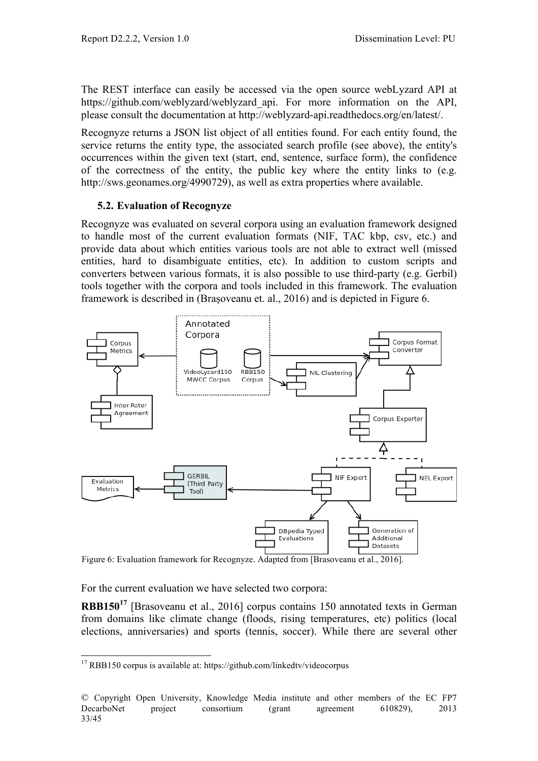The REST interface can easily be accessed via the open source webLyzard API at https://github.com/weblyzard/weblyzard_api. For more information on the API, please consult the documentation at http://weblyzard-api.readthedocs.org/en/latest/.

Recognyze returns a JSON list object of all entities found. For each entity found, the service returns the entity type, the associated search profile (see above), the entity's occurrences within the given text (start, end, sentence, surface form), the confidence of the correctness of the entity, the public key where the entity links to (e.g. http://sws.geonames.org/4990729), as well as extra properties where available.

### 5.2. Evaluation of Recognyze

Recognyze was evaluated on several corpora using an evaluation framework designed to handle most of the current evaluation formats (NIF, TAC kbp, csv, etc.) and provide data about which entities various tools are not able to extract well (missed entities, hard to disambiguate entities, etc). In addition to custom scripts and converters between various formats, it is also possible to use third-party (e.g. Gerbil) tools together with the corpora and tools included in this framework. The evaluation framework is described in (Brașoveanu et. al., 2016) and is depicted in Figure 6.

Figure 6: Evaluation framework for Recognyze. Adapted from [Brasoveanu et al., 2016].

For the current evaluation we have selected two corpora:

**RBB150**[17] [Brasoveanu et al., 2016] corpus contains 150 annotated texts in German from domains like climate change (floods, rising temperatures, etc) politics (local elections, anniversaries) and sports (tennis, soccer). While there are several other

[17] RBB150 corpus is available at: https://github.com/linkedtv/videocorpus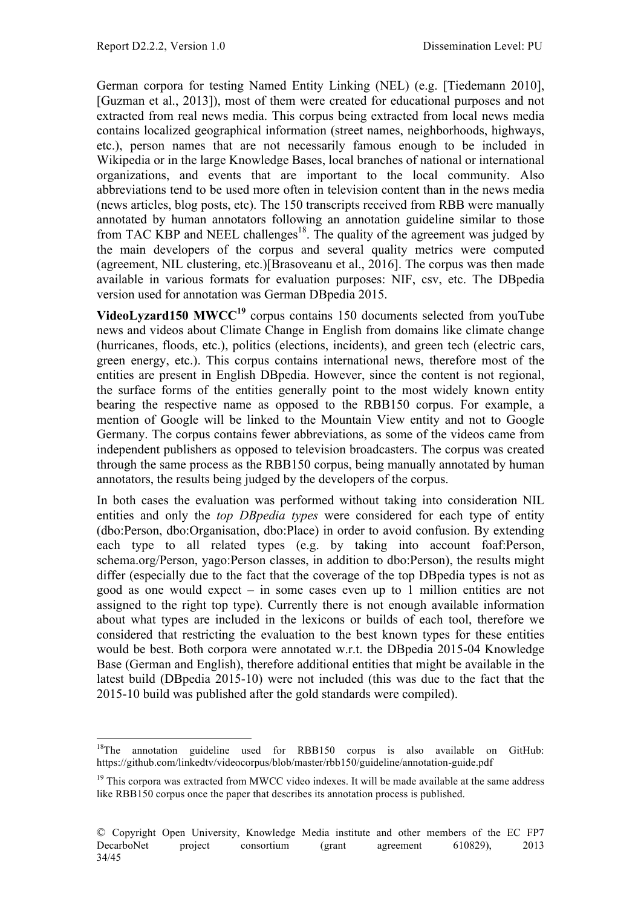German corpora for testing Named Entity Linking (NEL) (e.g. [Tiedemann 2010], [Guzman et al., 2013]), most of them were created for educational purposes and not extracted from real news media. This corpus being extracted from local news media contains localized geographical information (street names, neighborhoods, highways, etc.), person names that are not necessarily famous enough to be included in Wikipedia or in the large Knowledge Bases, local branches of national or international organizations, and events that are important to the local community. Also abbreviations tend to be used more often in television content than in the news media (news articles, blog posts, etc). The 150 transcripts received from RBB were manually annotated by human annotators following an annotation guideline similar to those from TAC KBP and NEEL challenges[18]. The quality of the agreement was judged by the main developers of the corpus and several quality metrics were computed (agreement, NIL clustering, etc.)[Brasoveanu et al., 2016]. The corpus was then made available in various formats for evaluation purposes: NIF, csv, etc. The DBpedia version used for annotation was German DBpedia 2015.

**VideoLyzard150 MWCC[19]** corpus contains 150 documents selected from youTube news and videos about Climate Change in English from domains like climate change (hurricanes, floods, etc.), politics (elections, incidents), and green tech (electric cars, green energy, etc.). This corpus contains international news, therefore most of the entities are present in English DBpedia. However, since the content is not regional, the surface forms of the entities generally point to the most widely known entity bearing the respective name as opposed to the RBB150 corpus. For example, a mention of Google will be linked to the Mountain View entity and not to Google Germany. The corpus contains fewer abbreviations, as some of the videos came from independent publishers as opposed to television broadcasters. The corpus was created through the same process as the RBB150 corpus, being manually annotated by human annotators, the results being judged by the developers of the corpus.

In both cases the evaluation was performed without taking into consideration NIL entities and only the *top DBpedia types* were considered for each type of entity (dbo:Person, dbo:Organisation, dbo:Place) in order to avoid confusion. By extending each type to all related types (e.g. by taking into account foaf:Person, schema.org/Person, yago:Person classes, in addition to dbo:Person), the results might differ (especially due to the fact that the coverage of the top DBpedia types is not as good as one would expect – in some cases even up to 1 million entities are not assigned to the right top type). Currently there is not enough available information about what types are included in the lexicons or builds of each tool, therefore we considered that restricting the evaluation to the best known types for these entities would be best. Both corpora were annotated w.r.t. the DBpedia 2015-04 Knowledge Base (German and English), therefore additional entities that might be available in the latest build (DBpedia 2015-10) were not included (this was due to the fact that the 2015-10 build was published after the gold standards were compiled).

---

[18] The annotation guideline used for RBB150 corpus is also available on GitHub: https://github.com/linkedtv/videocorpus/blob/master/rbb150/guideline/annotation-guide.pdf

[19] This corpora was extracted from MWCC video indexes. It will be made available at the same address like RBB150 corpus once the paper that describes its annotation process is published.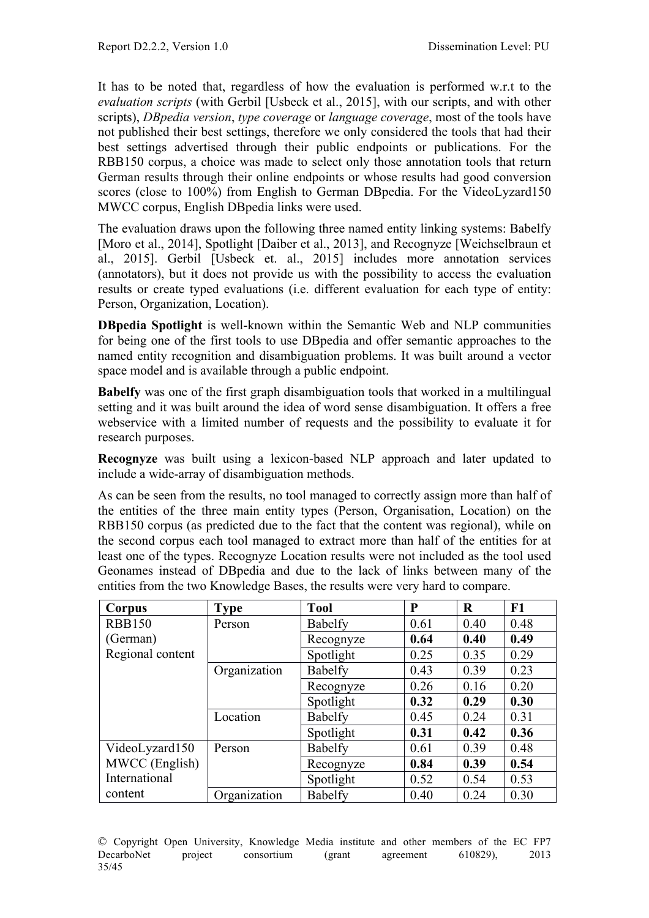It has to be noted that, regardless of how the evaluation is performed w.r.t to the *evaluation scripts* (with Gerbil [Usbeck et al., 2015], with our scripts, and with other scripts), *DBpedia version*, *type coverage* or *language coverage*, most of the tools have not published their best settings, therefore we only considered the tools that had their best settings advertised through their public endpoints or publications. For the RBB150 corpus, a choice was made to select only those annotation tools that return German results through their online endpoints or whose results had good conversion scores (close to 100%) from English to German DBpedia. For the VideoLyzard150 MWCC corpus, English DBpedia links were used.

The evaluation draws upon the following three named entity linking systems: Babelfy [Moro et al., 2014], Spotlight [Daiber et al., 2013], and Recognyze [Weichselbraun et al., 2015]. Gerbil [Usbeck et. al., 2015] includes more annotation services (annotators), but it does not provide us with the possibility to access the evaluation results or create typed evaluations (i.e. different evaluation for each type of entity: Person, Organization, Location).

**DBpedia Spotlight** is well-known within the Semantic Web and NLP communities for being one of the first tools to use DBpedia and offer semantic approaches to the named entity recognition and disambiguation problems. It was built around a vector space model and is available through a public endpoint.

**Babelfy** was one of the first graph disambiguation tools that worked in a multilingual setting and it was built around the idea of word sense disambiguation. It offers a free webservice with a limited number of requests and the possibility to evaluate it for research purposes.

**Recognyze** was built using a lexicon-based NLP approach and later updated to include a wide-array of disambiguation methods.

As can be seen from the results, no tool managed to correctly assign more than half of the entities of the three main entity types (Person, Organisation, Location) on the RBB150 corpus (as predicted due to the fact that the content was regional), while on the second corpus each tool managed to extract more than half of the entities for at least one of the types. Recognyze Location results were not included as the tool used Geonames instead of DBpedia and due to the lack of links between many of the entities from the two Knowledge Bases, the results were very hard to compare.

| **Corpus** | **Type** | **Tool** | **P** | **R** | **F1** |
|---|---|---|---|---|---|
| RBB150 (German) Regional content | Person | Babelfy | 0.61 | 0.40 | 0.48 |
| | | Recognyze | **0.64** | **0.40** | **0.49** |
| | | Spotlight | 0.25 | 0.35 | 0.29 |
| | Organization | Babelfy | 0.43 | 0.39 | 0.23 |
| | | Recognyze | 0.26 | 0.16 | 0.20 |
| | | Spotlight | **0.32** | **0.29** | **0.30** |
| | Location | Babelfy | 0.45 | 0.24 | 0.31 |
| | | Spotlight | **0.31** | **0.42** | **0.36** |
| VideoLyzard150 MWCC (English) International content | Person | Babelfy | 0.61 | 0.39 | 0.48 |
| | | Recognyze | **0.84** | **0.39** | **0.54** |
| | | Spotlight | 0.52 | 0.54 | 0.53 |
| | Organization | Babelfy | 0.40 | 0.24 | 0.30 |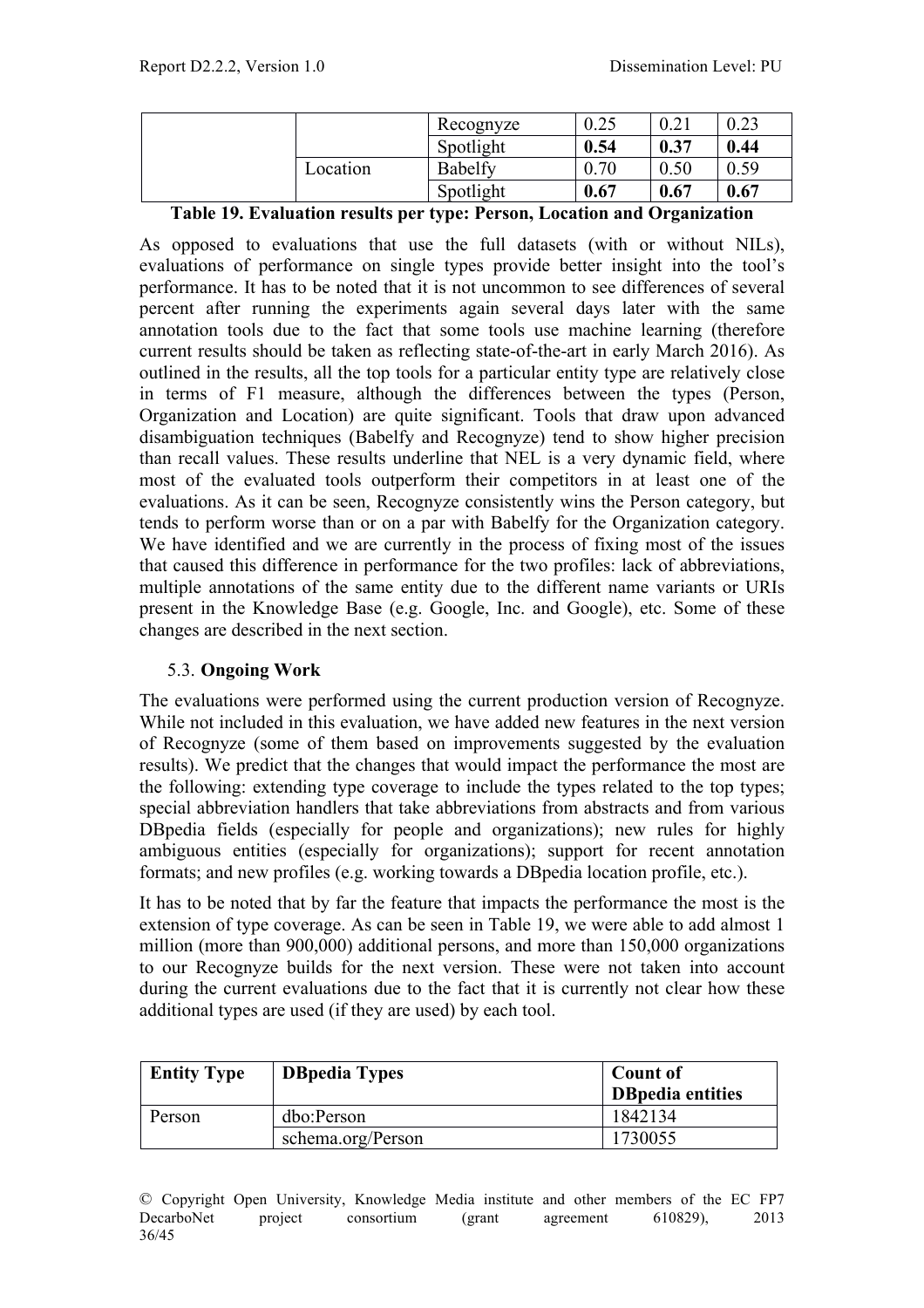| | | Recognyze | 0.25 | 0.21 | 0.23 |
|---|---|---|---|---|---|
| | | Spotlight | **0.54** | **0.37** | **0.44** |
| | Location | Babelfy | 0.70 | 0.50 | 0.59 |
| | | Spotlight | **0.67** | **0.67** | **0.67** |

**Table 19. Evaluation results per type: Person, Location and Organization**

As opposed to evaluations that use the full datasets (with or without NILs), evaluations of performance on single types provide better insight into the tool's performance. It has to be noted that it is not uncommon to see differences of several percent after running the experiments again several days later with the same annotation tools due to the fact that some tools use machine learning (therefore current results should be taken as reflecting state-of-the-art in early March 2016). As outlined in the results, all the top tools for a particular entity type are relatively close in terms of F1 measure, although the differences between the types (Person, Organization and Location) are quite significant. Tools that draw upon advanced disambiguation techniques (Babelfy and Recognyze) tend to show higher precision than recall values. These results underline that NEL is a very dynamic field, where most of the evaluated tools outperform their competitors in at least one of the evaluations. As it can be seen, Recognyze consistently wins the Person category, but tends to perform worse than or on a par with Babelfy for the Organization category. We have identified and we are currently in the process of fixing most of the issues that caused this difference in performance for the two profiles: lack of abbreviations, multiple annotations of the same entity due to the different name variants or URIs present in the Knowledge Base (e.g. Google, Inc. and Google), etc. Some of these changes are described in the next section.

### 5.3. Ongoing Work

The evaluations were performed using the current production version of Recognyze. While not included in this evaluation, we have added new features in the next version of Recognyze (some of them based on improvements suggested by the evaluation results). We predict that the changes that would impact the performance the most are the following: extending type coverage to include the types related to the top types; special abbreviation handlers that take abbreviations from abstracts and from various DBpedia fields (especially for people and organizations); new rules for highly ambiguous entities (especially for organizations); support for recent annotation formats; and new profiles (e.g. working towards a DBpedia location profile, etc.).

It has to be noted that by far the feature that impacts the performance the most is the extension of type coverage. As can be seen in Table 19, we were able to add almost 1 million (more than 900,000) additional persons, and more than 150,000 organizations to our Recognyze builds for the next version. These were not taken into account during the current evaluations due to the fact that it is currently not clear how these additional types are used (if they are used) by each tool.

| Entity Type | DBpedia Types | Count of DBpedia entities |
|---|---|---|
| Person | dbo:Person | 1842134 |
| | schema.org/Person | 1730055 |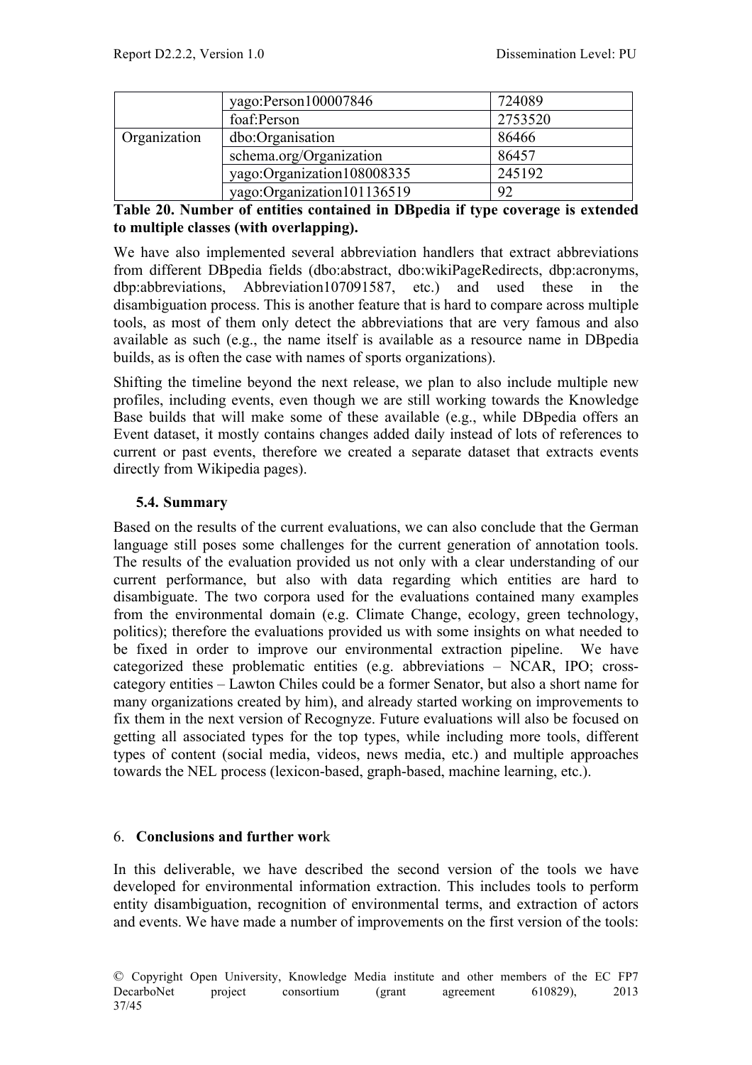| | | |
|---|---|---|
| | yago:Person100007846 | 724089 |
| | foaf:Person | 2753520 |
| Organization | dbo:Organisation | 86466 |
| | schema.org/Organization | 86457 |
| | yago:Organization108008335 | 245192 |
| | yago:Organization101136519 | 92 |

**Table 20. Number of entities contained in DBpedia if type coverage is extended to multiple classes (with overlapping).**

We have also implemented several abbreviation handlers that extract abbreviations from different DBpedia fields (dbo:abstract, dbo:wikiPageRedirects, dbp:acronyms, dbp:abbreviations, Abbreviation107091587, etc.) and used these in the disambiguation process. This is another feature that is hard to compare across multiple tools, as most of them only detect the abbreviations that are very famous and also available as such (e.g., the name itself is available as a resource name in DBpedia builds, as is often the case with names of sports organizations).

Shifting the timeline beyond the next release, we plan to also include multiple new profiles, including events, even though we are still working towards the Knowledge Base builds that will make some of these available (e.g., while DBpedia offers an Event dataset, it mostly contains changes added daily instead of lots of references to current or past events, therefore we created a separate dataset that extracts events directly from Wikipedia pages).

### 5.4. Summary

Based on the results of the current evaluations, we can also conclude that the German language still poses some challenges for the current generation of annotation tools. The results of the evaluation provided us not only with a clear understanding of our current performance, but also with data regarding which entities are hard to disambiguate. The two corpora used for the evaluations contained many examples from the environmental domain (e.g. Climate Change, ecology, green technology, politics); therefore the evaluations provided us with some insights on what needed to be fixed in order to improve our environmental extraction pipeline. We have categorized these problematic entities (e.g. abbreviations – NCAR, IPO; cross-category entities – Lawton Chiles could be a former Senator, but also a short name for many organizations created by him), and already started working on improvements to fix them in the next version of Recognyze. Future evaluations will also be focused on getting all associated types for the top types, while including more tools, different types of content (social media, videos, news media, etc.) and multiple approaches towards the NEL process (lexicon-based, graph-based, machine learning, etc.).

## 6. **Conclusions and further wor**k

In this deliverable, we have described the second version of the tools we have developed for environmental information extraction. This includes tools to perform entity disambiguation, recognition of environmental terms, and extraction of actors and events. We have made a number of improvements on the first version of the tools: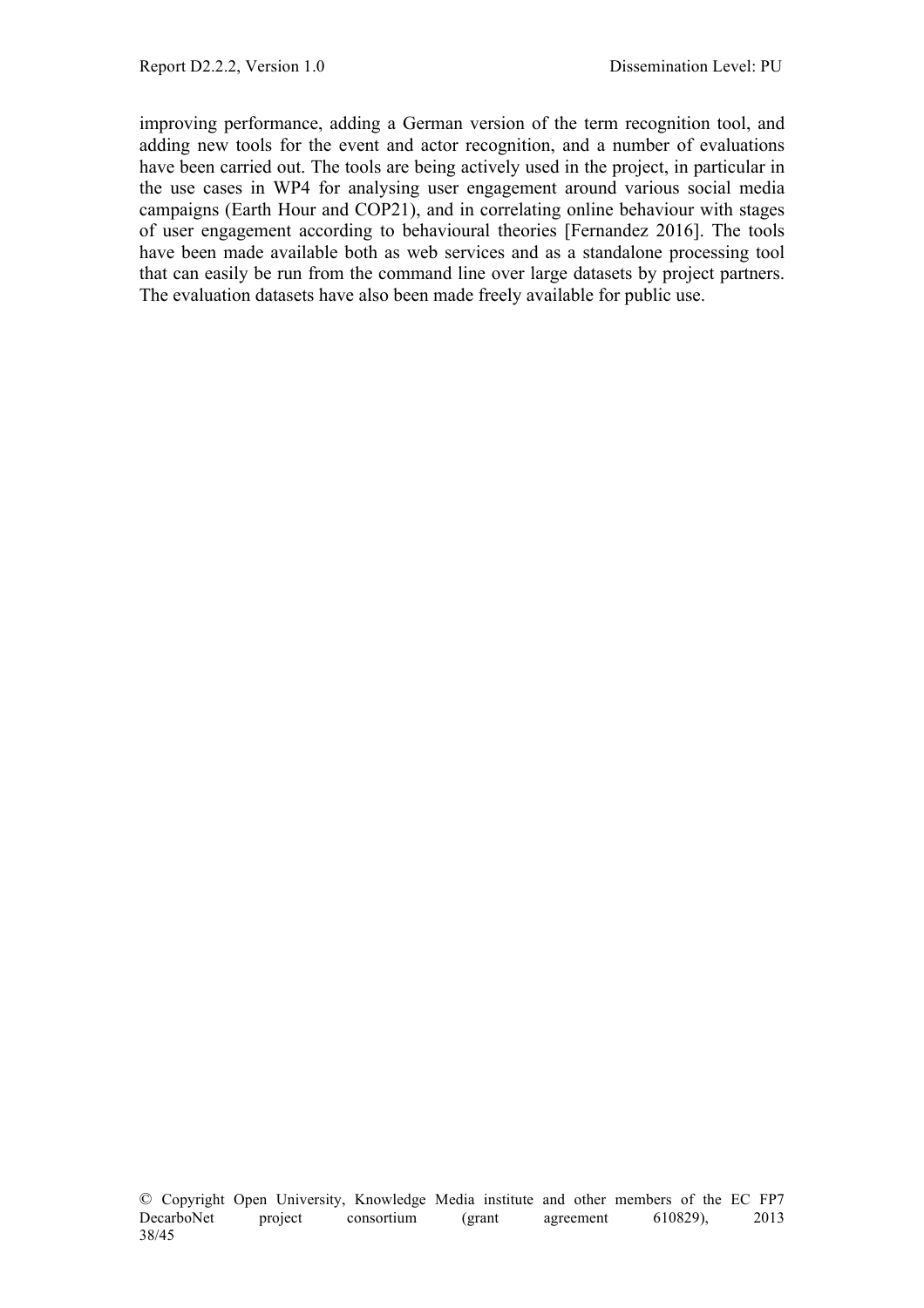improving performance, adding a German version of the term recognition tool, and adding new tools for the event and actor recognition, and a number of evaluations have been carried out. The tools are being actively used in the project, in particular in the use cases in WP4 for analysing user engagement around various social media campaigns (Earth Hour and COP21), and in correlating online behaviour with stages of user engagement according to behavioural theories [Fernandez 2016]. The tools have been made available both as web services and as a standalone processing tool that can easily be run from the command line over large datasets by project partners. The evaluation datasets have also been made freely available for public use.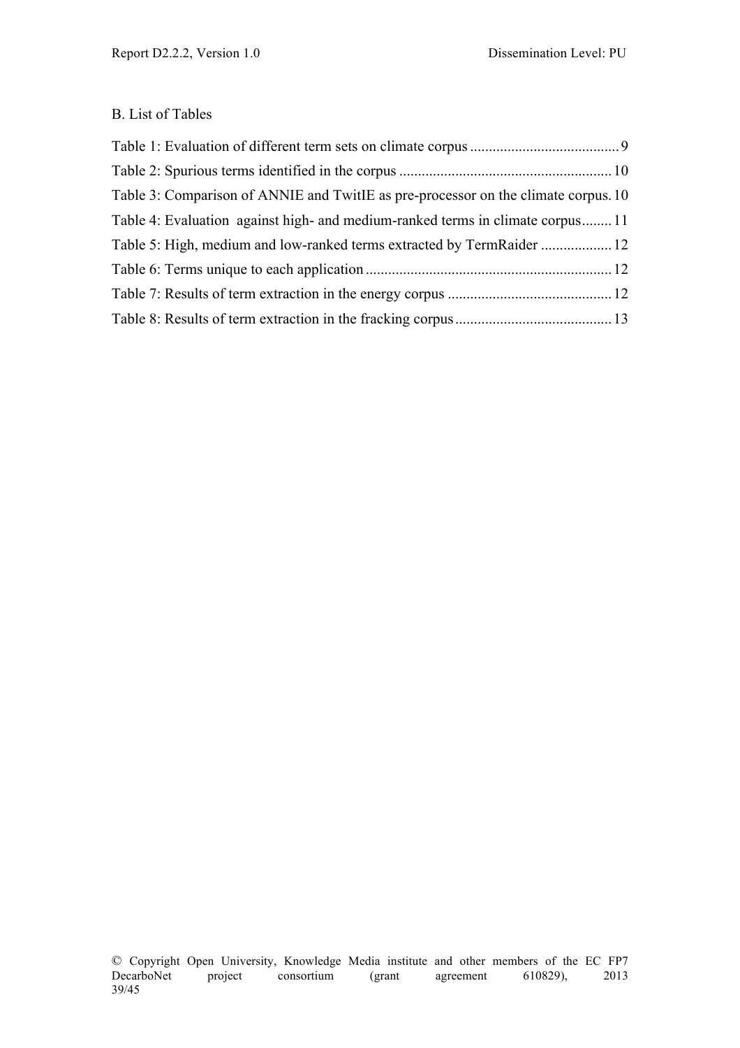## B. List of Tables

Table 1: Evaluation of different term sets on climate corpus ........................................ 9

Table 2: Spurious terms identified in the corpus ......................................................... 10

Table 3: Comparison of ANNIE and TwitIE as pre-processor on the climate corpus. 10

Table 4: Evaluation against high- and medium-ranked terms in climate corpus ........ 11

Table 5: High, medium and low-ranked terms extracted by TermRaider ................... 12

Table 6: Terms unique to each application .................................................................. 12

Table 7: Results of term extraction in the energy corpus ............................................ 12

Table 8: Results of term extraction in the fracking corpus .......................................... 13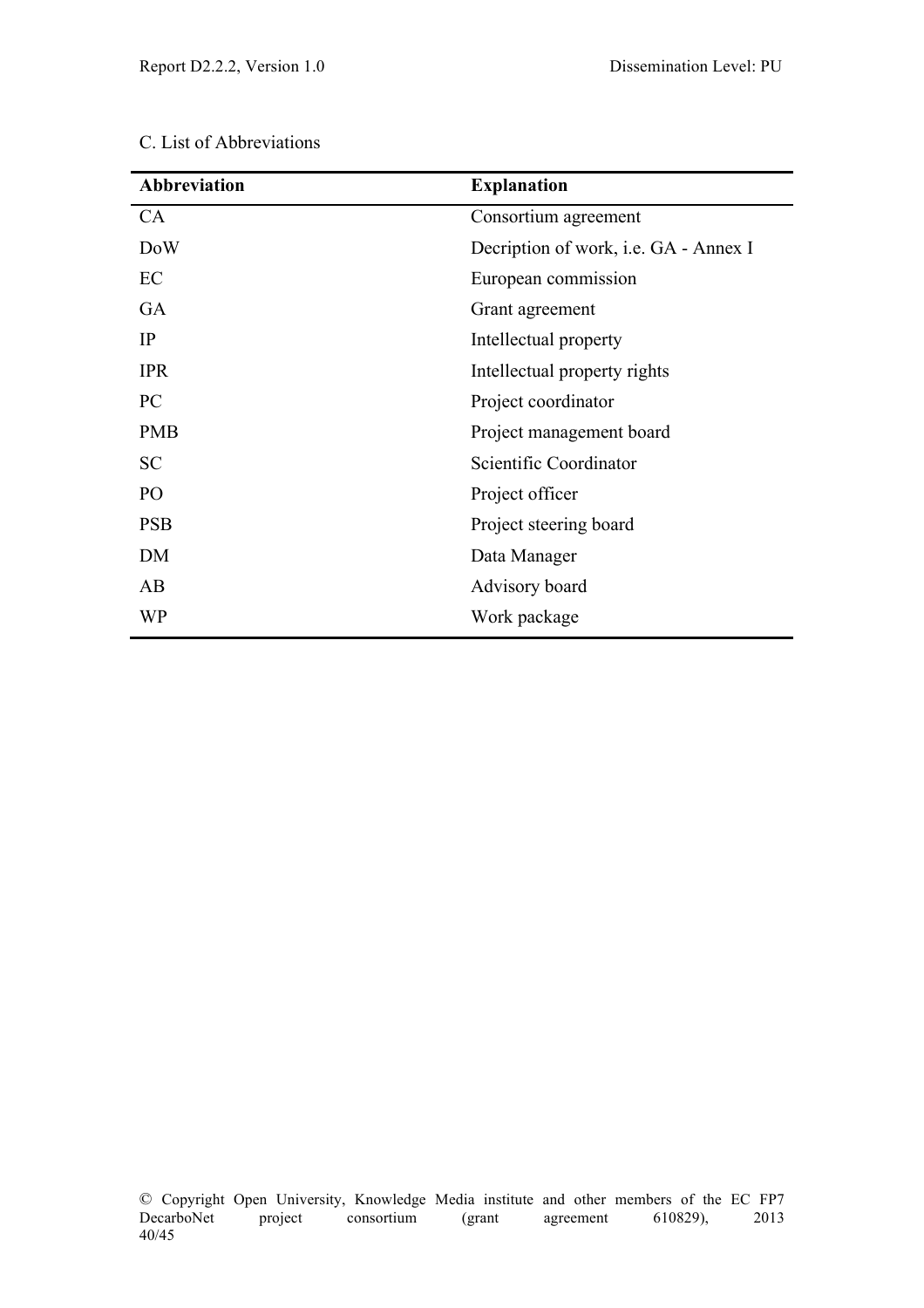C. List of Abbreviations

| Abbreviation | Explanation |
|---|---|
| CA | Consortium agreement |
| DoW | Decription of work, i.e. GA - Annex I |
| EC | European commission |
| GA | Grant agreement |
| IP | Intellectual property |
| IPR | Intellectual property rights |
| PC | Project coordinator |
| PMB | Project management board |
| SC | Scientific Coordinator |
| PO | Project officer |
| PSB | Project steering board |
| DM | Data Manager |
| AB | Advisory board |
| WP | Work package |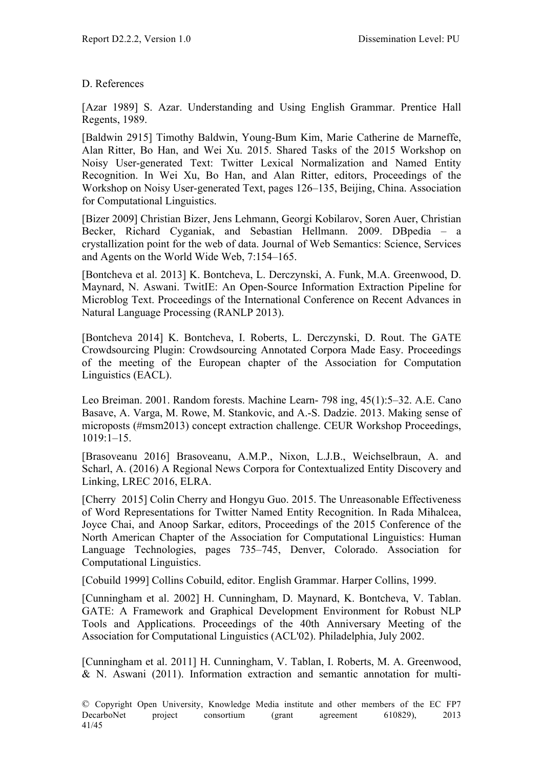D. References

[Azar 1989] S. Azar. Understanding and Using English Grammar. Prentice Hall Regents, 1989.

[Baldwin 2915] Timothy Baldwin, Young-Bum Kim, Marie Catherine de Marneffe, Alan Ritter, Bo Han, and Wei Xu. 2015. Shared Tasks of the 2015 Workshop on Noisy User-generated Text: Twitter Lexical Normalization and Named Entity Recognition. In Wei Xu, Bo Han, and Alan Ritter, editors, Proceedings of the Workshop on Noisy User-generated Text, pages 126–135, Beijing, China. Association for Computational Linguistics.

[Bizer 2009] Christian Bizer, Jens Lehmann, Georgi Kobilarov, Soren Auer, Christian Becker, Richard Cyganiak, and Sebastian Hellmann. 2009. DBpedia – a crystallization point for the web of data. Journal of Web Semantics: Science, Services and Agents on the World Wide Web, 7:154–165.

[Bontcheva et al. 2013] K. Bontcheva, L. Derczynski, A. Funk, M.A. Greenwood, D. Maynard, N. Aswani. TwitIE: An Open-Source Information Extraction Pipeline for Microblog Text. Proceedings of the International Conference on Recent Advances in Natural Language Processing (RANLP 2013).

[Bontcheva 2014] K. Bontcheva, I. Roberts, L. Derczynski, D. Rout. The GATE Crowdsourcing Plugin: Crowdsourcing Annotated Corpora Made Easy. Proceedings of the meeting of the European chapter of the Association for Computation Linguistics (EACL).

Leo Breiman. 2001. Random forests. Machine Learn- 798 ing, 45(1):5–32. A.E. Cano Basave, A. Varga, M. Rowe, M. Stankovic, and A.-S. Dadzie. 2013. Making sense of microposts (#msm2013) concept extraction challenge. CEUR Workshop Proceedings, 1019:1–15.

[Brasoveanu 2016] Brasoveanu, A.M.P., Nixon, L.J.B., Weichselbraun, A. and Scharl, A. (2016) A Regional News Corpora for Contextualized Entity Discovery and Linking, LREC 2016, ELRA.

[Cherry 2015] Colin Cherry and Hongyu Guo. 2015. The Unreasonable Effectiveness of Word Representations for Twitter Named Entity Recognition. In Rada Mihalcea, Joyce Chai, and Anoop Sarkar, editors, Proceedings of the 2015 Conference of the North American Chapter of the Association for Computational Linguistics: Human Language Technologies, pages 735–745, Denver, Colorado. Association for Computational Linguistics.

[Cobuild 1999] Collins Cobuild, editor. English Grammar. Harper Collins, 1999.

[Cunningham et al. 2002] H. Cunningham, D. Maynard, K. Bontcheva, V. Tablan. GATE: A Framework and Graphical Development Environment for Robust NLP Tools and Applications. Proceedings of the 40th Anniversary Meeting of the Association for Computational Linguistics (ACL'02). Philadelphia, July 2002.

[Cunningham et al. 2011] H. Cunningham, V. Tablan, I. Roberts, M. A. Greenwood, & N. Aswani (2011). Information extraction and semantic annotation for multi-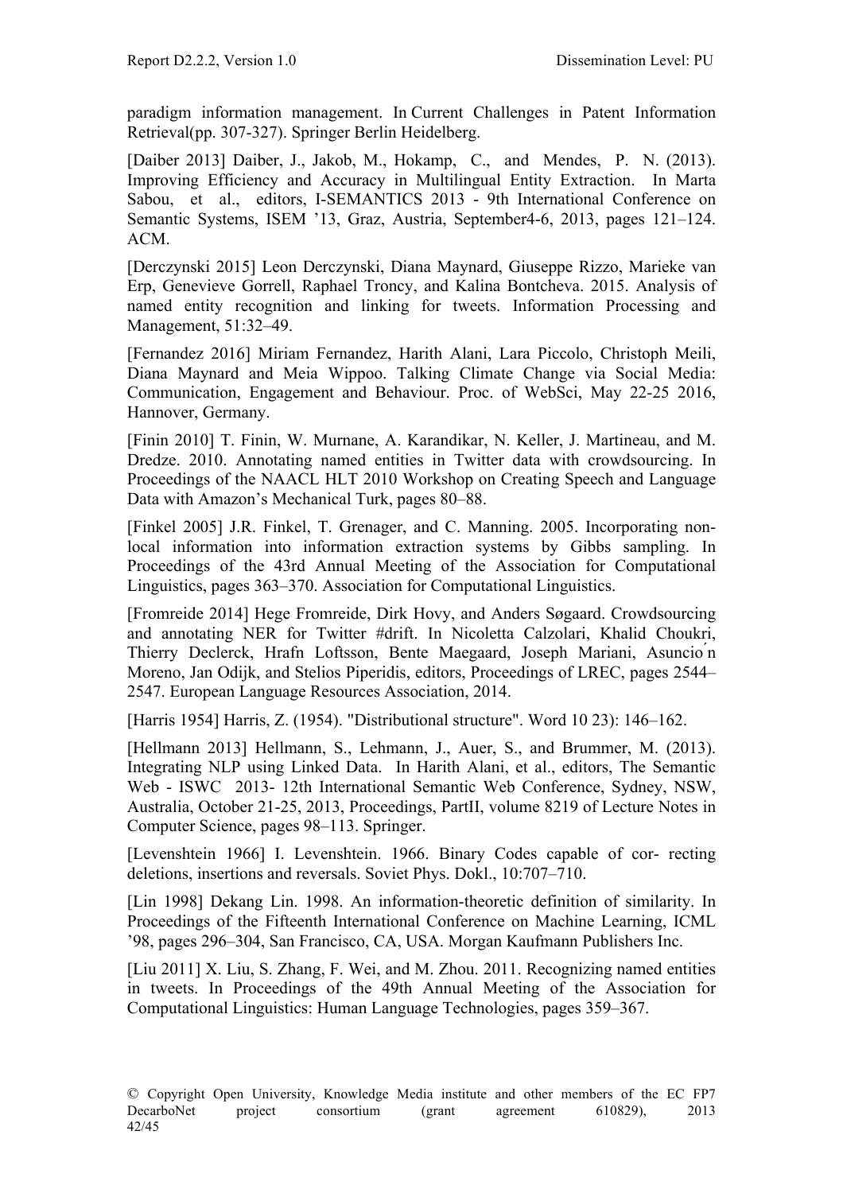paradigm information management. In Current Challenges in Patent Information Retrieval(pp. 307-327). Springer Berlin Heidelberg.

[Daiber 2013] Daiber, J., Jakob, M., Hokamp, C., and Mendes, P. N. (2013). Improving Efficiency and Accuracy in Multilingual Entity Extraction. In Marta Sabou, et al., editors, I-SEMANTICS 2013 - 9th International Conference on Semantic Systems, ISEM '13, Graz, Austria, September4-6, 2013, pages 121–124. ACM.

[Derczynski 2015] Leon Derczynski, Diana Maynard, Giuseppe Rizzo, Marieke van Erp, Genevieve Gorrell, Raphael Troncy, and Kalina Bontcheva. 2015. Analysis of named entity recognition and linking for tweets. Information Processing and Management, 51:32–49.

[Fernandez 2016] Miriam Fernandez, Harith Alani, Lara Piccolo, Christoph Meili, Diana Maynard and Meia Wippoo. Talking Climate Change via Social Media: Communication, Engagement and Behaviour. Proc. of WebSci, May 22-25 2016, Hannover, Germany.

[Finin 2010] T. Finin, W. Murnane, A. Karandikar, N. Keller, J. Martineau, and M. Dredze. 2010. Annotating named entities in Twitter data with crowdsourcing. In Proceedings of the NAACL HLT 2010 Workshop on Creating Speech and Language Data with Amazon's Mechanical Turk, pages 80–88.

[Finkel 2005] J.R. Finkel, T. Grenager, and C. Manning. 2005. Incorporating non-local information into information extraction systems by Gibbs sampling. In Proceedings of the 43rd Annual Meeting of the Association for Computational Linguistics, pages 363–370. Association for Computational Linguistics.

[Fromreide 2014] Hege Fromreide, Dirk Hovy, and Anders Søgaard. Crowdsourcing and annotating NER for Twitter #drift. In Nicoletta Calzolari, Khalid Choukri, Thierry Declerck, Hrafn Loftsson, Bente Maegaard, Joseph Mariani, Asunción Moreno, Jan Odijk, and Stelios Piperidis, editors, Proceedings of LREC, pages 2544–2547. European Language Resources Association, 2014.

[Harris 1954] Harris, Z. (1954). "Distributional structure". Word 10 23): 146–162.

[Hellmann 2013] Hellmann, S., Lehmann, J., Auer, S., and Brummer, M. (2013). Integrating NLP using Linked Data. In Harith Alani, et al., editors, The Semantic Web - ISWC 2013- 12th International Semantic Web Conference, Sydney, NSW, Australia, October 21-25, 2013, Proceedings, PartII, volume 8219 of Lecture Notes in Computer Science, pages 98–113. Springer.

[Levenshtein 1966] I. Levenshtein. 1966. Binary Codes capable of cor- recting deletions, insertions and reversals. Soviet Phys. Dokl., 10:707–710.

[Lin 1998] Dekang Lin. 1998. An information-theoretic definition of similarity. In Proceedings of the Fifteenth International Conference on Machine Learning, ICML '98, pages 296–304, San Francisco, CA, USA. Morgan Kaufmann Publishers Inc.

[Liu 2011] X. Liu, S. Zhang, F. Wei, and M. Zhou. 2011. Recognizing named entities in tweets. In Proceedings of the 49th Annual Meeting of the Association for Computational Linguistics: Human Language Technologies, pages 359–367.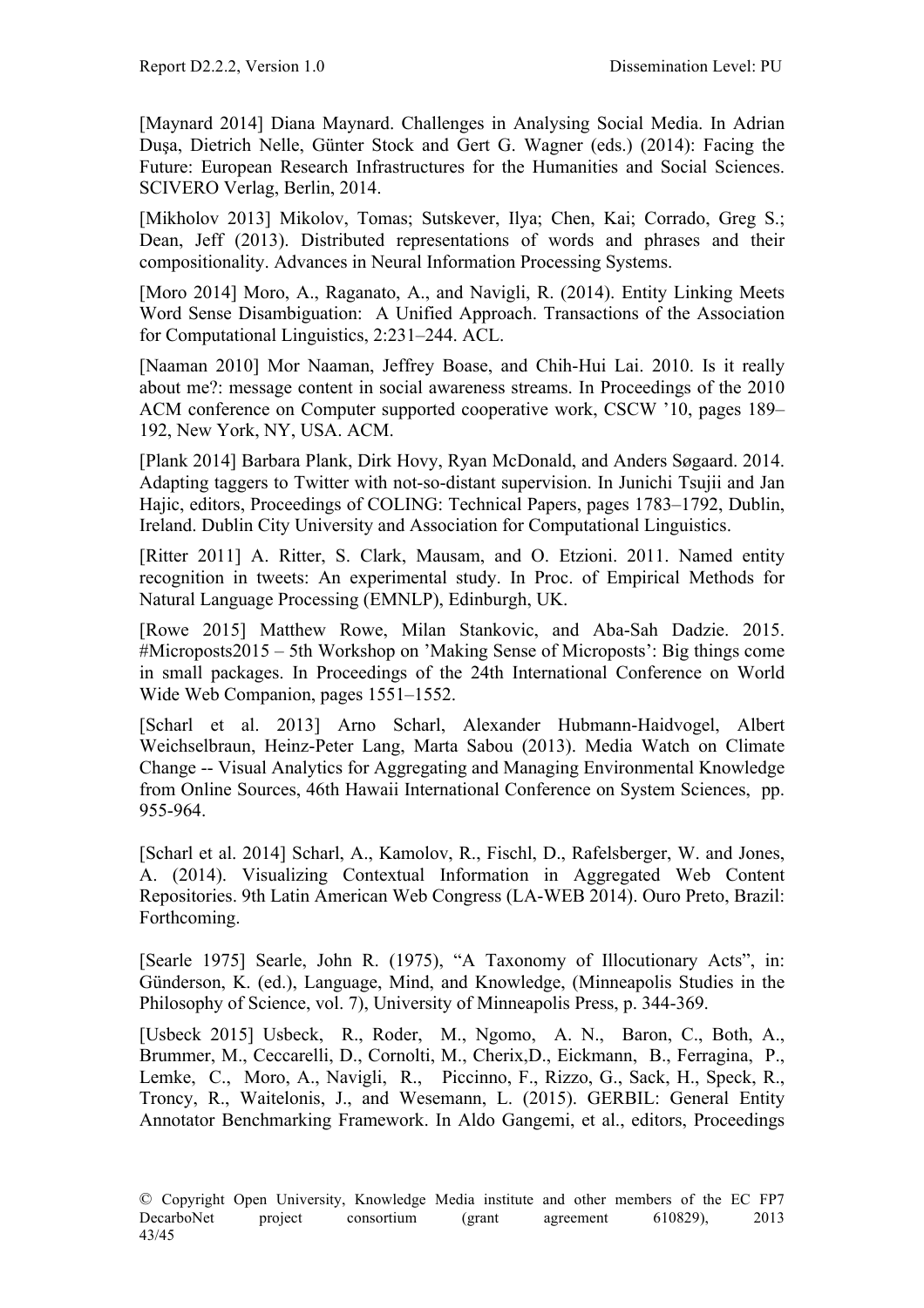[Maynard 2014] Diana Maynard. Challenges in Analysing Social Media. In Adrian Duşa, Dietrich Nelle, Günter Stock and Gert G. Wagner (eds.) (2014): Facing the Future: European Research Infrastructures for the Humanities and Social Sciences. SCIVERO Verlag, Berlin, 2014.

[Mikholov 2013] Mikolov, Tomas; Sutskever, Ilya; Chen, Kai; Corrado, Greg S.; Dean, Jeff (2013). Distributed representations of words and phrases and their compositionality. Advances in Neural Information Processing Systems.

[Moro 2014] Moro, A., Raganato, A., and Navigli, R. (2014). Entity Linking Meets Word Sense Disambiguation: A Unified Approach. Transactions of the Association for Computational Linguistics, 2:231–244. ACL.

[Naaman 2010] Mor Naaman, Jeffrey Boase, and Chih-Hui Lai. 2010. Is it really about me?: message content in social awareness streams. In Proceedings of the 2010 ACM conference on Computer supported cooperative work, CSCW '10, pages 189–192, New York, NY, USA. ACM.

[Plank 2014] Barbara Plank, Dirk Hovy, Ryan McDonald, and Anders Søgaard. 2014. Adapting taggers to Twitter with not-so-distant supervision. In Junichi Tsujii and Jan Hajic, editors, Proceedings of COLING: Technical Papers, pages 1783–1792, Dublin, Ireland. Dublin City University and Association for Computational Linguistics.

[Ritter 2011] A. Ritter, S. Clark, Mausam, and O. Etzioni. 2011. Named entity recognition in tweets: An experimental study. In Proc. of Empirical Methods for Natural Language Processing (EMNLP), Edinburgh, UK.

[Rowe 2015] Matthew Rowe, Milan Stankovic, and Aba-Sah Dadzie. 2015. #Microposts2015 – 5th Workshop on 'Making Sense of Microposts': Big things come in small packages. In Proceedings of the 24th International Conference on World Wide Web Companion, pages 1551–1552.

[Scharl et al. 2013] Arno Scharl, Alexander Hubmann-Haidvogel, Albert Weichselbraun, Heinz-Peter Lang, Marta Sabou (2013). Media Watch on Climate Change -- Visual Analytics for Aggregating and Managing Environmental Knowledge from Online Sources, 46th Hawaii International Conference on System Sciences, pp. 955-964.

[Scharl et al. 2014] Scharl, A., Kamolov, R., Fischl, D., Rafelsberger, W. and Jones, A. (2014). Visualizing Contextual Information in Aggregated Web Content Repositories. 9th Latin American Web Congress (LA-WEB 2014). Ouro Preto, Brazil: Forthcoming.

[Searle 1975] Searle, John R. (1975), "A Taxonomy of Illocutionary Acts", in: Günderson, K. (ed.), Language, Mind, and Knowledge, (Minneapolis Studies in the Philosophy of Science, vol. 7), University of Minneapolis Press, p. 344-369.

[Usbeck 2015] Usbeck, R., Roder, M., Ngomo, A. N., Baron, C., Both, A., Brummer, M., Ceccarelli, D., Cornolti, M., Cherix,D., Eickmann, B., Ferragina, P., Lemke, C., Moro, A., Navigli, R., Piccinno, F., Rizzo, G., Sack, H., Speck, R., Troncy, R., Waitelonis, J., and Wesemann, L. (2015). GERBIL: General Entity Annotator Benchmarking Framework. In Aldo Gangemi, et al., editors, Proceedings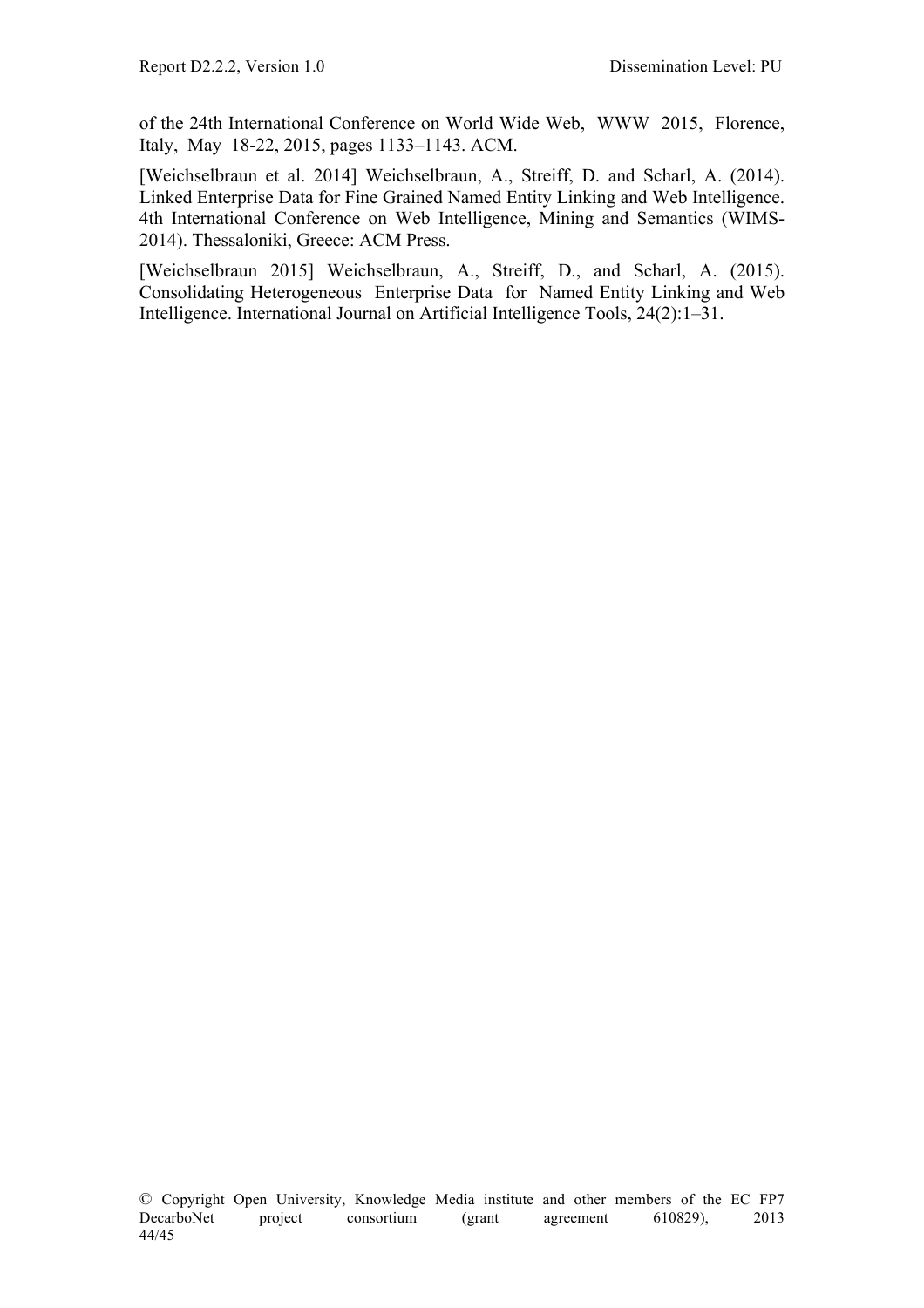of the 24th International Conference on World Wide Web, WWW 2015, Florence, Italy, May 18-22, 2015, pages 1133–1143. ACM.

[Weichselbraun et al. 2014] Weichselbraun, A., Streiff, D. and Scharl, A. (2014). Linked Enterprise Data for Fine Grained Named Entity Linking and Web Intelligence. 4th International Conference on Web Intelligence, Mining and Semantics (WIMS-2014). Thessaloniki, Greece: ACM Press.

[Weichselbraun 2015] Weichselbraun, A., Streiff, D., and Scharl, A. (2015). Consolidating Heterogeneous Enterprise Data for Named Entity Linking and Web Intelligence. International Journal on Artificial Intelligence Tools, 24(2):1–31.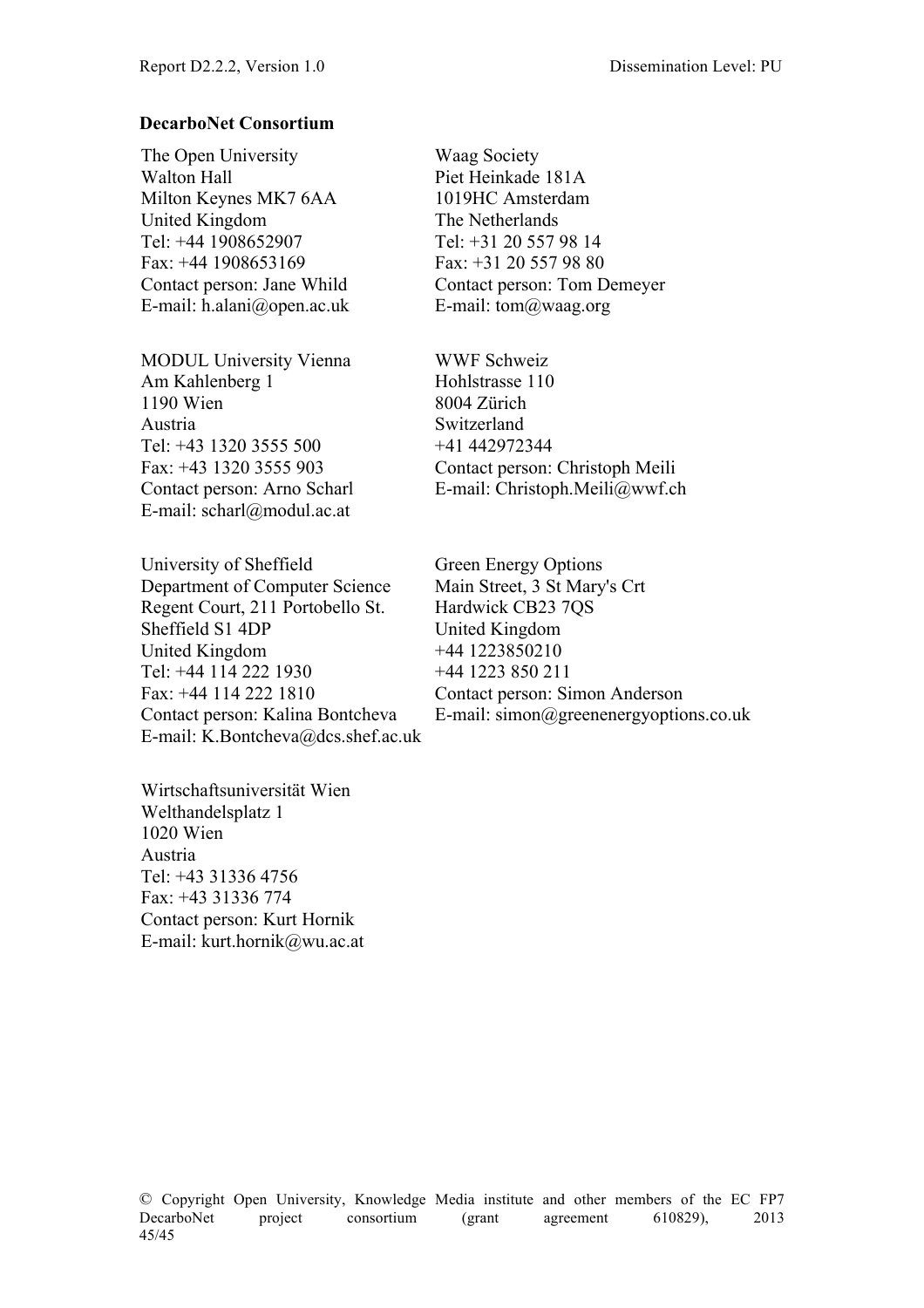**DecarboNet Consortium**

The Open University
Walton Hall
Milton Keynes MK7 6AA
United Kingdom
Tel: +44 1908652907
Fax: +44 1908653169
Contact person: Jane Whild
E-mail: h.alani@open.ac.uk

Waag Society
Piet Heinkade 181A
1019HC Amsterdam
The Netherlands
Tel: +31 20 557 98 14
Fax: +31 20 557 98 80
Contact person: Tom Demeyer
E-mail: tom@waag.org

MODUL University Vienna
Am Kahlenberg 1
1190 Wien
Austria
Tel: +43 1320 3555 500
Fax: +43 1320 3555 903
Contact person: Arno Scharl
E-mail: scharl@modul.ac.at

WWF Schweiz
Hohlstrasse 110
8004 Zürich
Switzerland
+41 442972344
Contact person: Christoph Meili
E-mail: Christoph.Meili@wwf.ch

University of Sheffield
Department of Computer Science
Regent Court, 211 Portobello St.
Sheffield S1 4DP
United Kingdom
Tel: +44 114 222 1930
Fax: +44 114 222 1810
Contact person: Kalina Bontcheva
E-mail: K.Bontcheva@dcs.shef.ac.uk

Green Energy Options
Main Street, 3 St Mary's Crt
Hardwick CB23 7QS
United Kingdom
+44 1223850210
+44 1223 850 211
Contact person: Simon Anderson
E-mail: simon@greenenergyoptions.co.uk

Wirtschaftsuniversität Wien
Welthandelsplatz 1
1020 Wien
Austria
Tel: +43 31336 4756
Fax: +43 31336 774
Contact person: Kurt Hornik
E-mail: kurt.hornik@wu.ac.at